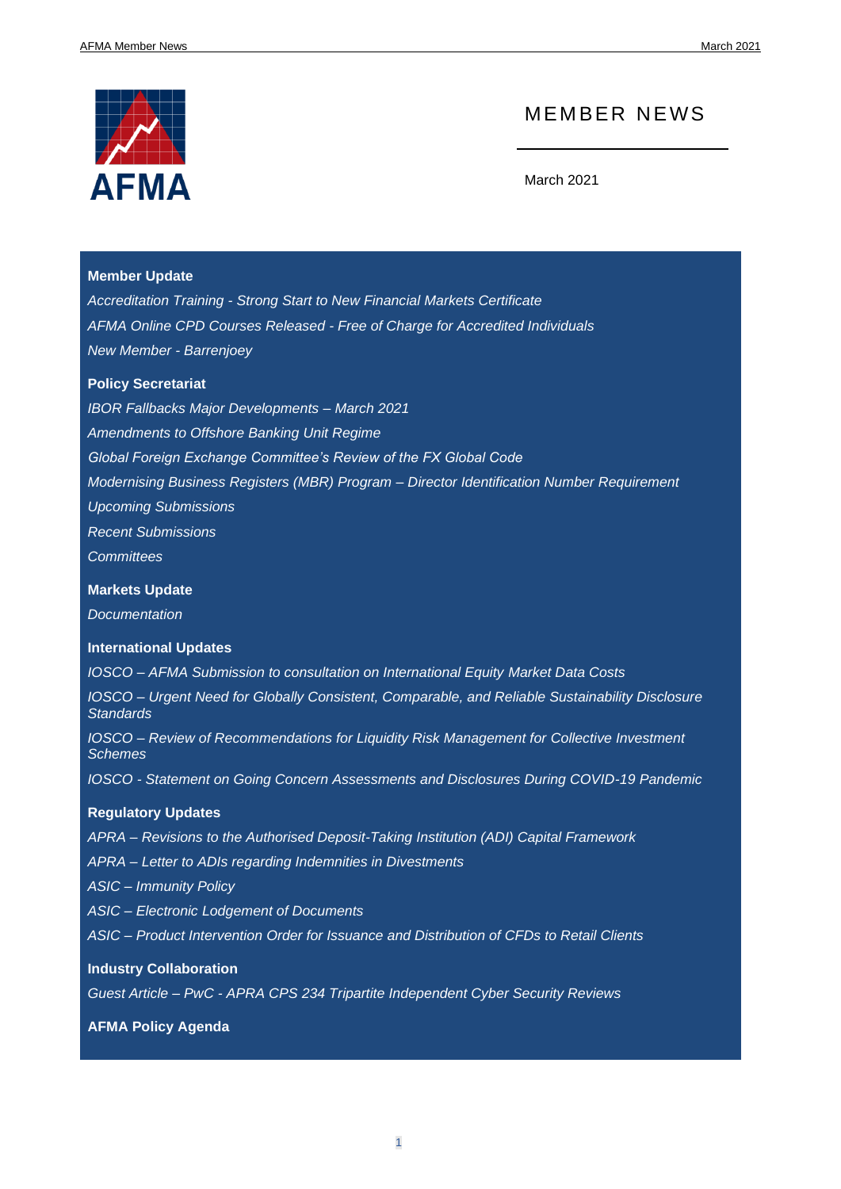AFMA

# MEMBER NEWS

March 2021

**Member Update**

*Accreditation Training - Strong Start to New Financial Markets Certificate*

*AFMA Online CPD Courses Released - Free of Charge for Accredited Individuals*

*New Member - Barrenjoey*

**Policy Secretariat**

*IBOR Fallbacks Major Developments – March 2021*

*Amendments to Offshore Banking Unit Regime*

*Global Foreign Exchange Committee's Review of the FX Global Code*

*Modernising Business Registers (MBR) Program – Director Identification Number Requirement*

*Upcoming Submissions*

*Recent Submissions*

*Committees*

**Markets Update**

*Documentation*

**International Updates**

*IOSCO – AFMA Submission to consultation on International Equity Market Data Costs*

*IOSCO – Urgent Need for Globally Consistent, Comparable, and Reliable Sustainability Disclosure Standards*

*IOSCO – Review of Recommendations for Liquidity Risk Management for Collective Investment Schemes*

*IOSCO - Statement on Going Concern Assessments and Disclosures During COVID-19 Pandemic*

**Regulatory Updates**

*APRA – Revisions to the Authorised Deposit-Taking Institution (ADI) Capital Framework*

*APRA – Letter to ADIs regarding Indemnities in Divestments*

*ASIC – Immunity Policy*

*ASIC – Electronic Lodgement of Documents*

*ASIC – Product Intervention Order for Issuance and Distribution of CFDs to Retail Clients*

**Industry Collaboration**

*Guest Article – PwC - APRA CPS 234 Tripartite Independent Cyber Security Reviews*

**AFMA Policy Agenda**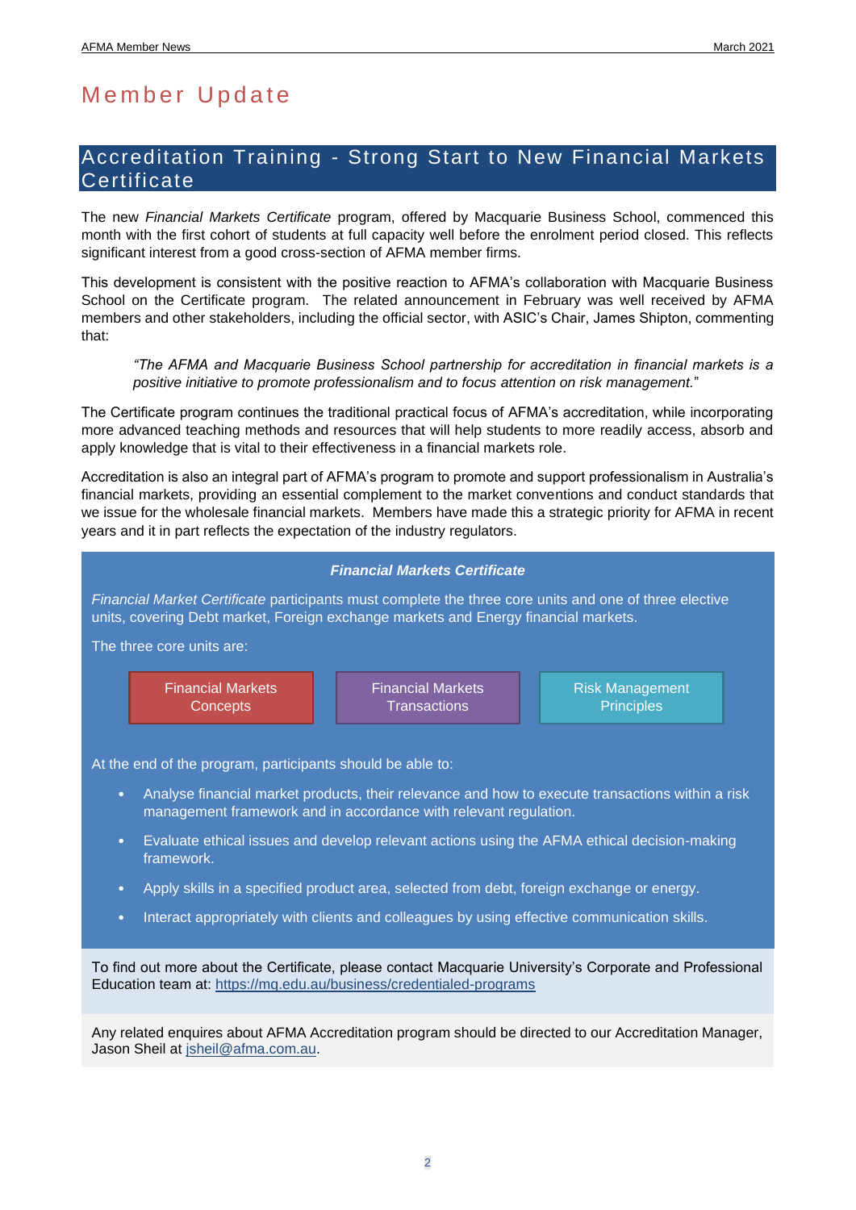# Member Update

## Accreditation Training - Strong Start to New Financial Markets Certificate

The new *Financial Markets Certificate* program, offered by Macquarie Business School, commenced this month with the first cohort of students at full capacity well before the enrolment period closed. This reflects significant interest from a good cross-section of AFMA member firms.

This development is consistent with the positive reaction to AFMA's collaboration with Macquarie Business School on the Certificate program. The related announcement in February was well received by AFMA members and other stakeholders, including the official sector, with ASIC's Chair, James Shipton, commenting that:

> *"The AFMA and Macquarie Business School partnership for accreditation in financial markets is a positive initiative to promote professionalism and to focus attention on risk management."*

The Certificate program continues the traditional practical focus of AFMA's accreditation, while incorporating more advanced teaching methods and resources that will help students to more readily access, absorb and apply knowledge that is vital to their effectiveness in a financial markets role.

Accreditation is also an integral part of AFMA's program to promote and support professionalism in Australia's financial markets, providing an essential complement to the market conventions and conduct standards that we issue for the wholesale financial markets. Members have made this a strategic priority for AFMA in recent years and it in part reflects the expectation of the industry regulators.

### *Financial Markets Certificate*

*Financial Market Certificate* participants must complete the three core units and one of three elective units, covering Debt market, Foreign exchange markets and Energy financial markets.

The three core units are:

- Financial Markets Concepts
- Financial Markets Transactions
- Risk Management Principles

At the end of the program, participants should be able to:

- Analyse financial market products, their relevance and how to execute transactions within a risk management framework and in accordance with relevant regulation.
- Evaluate ethical issues and develop relevant actions using the AFMA ethical decision-making framework.
- Apply skills in a specified product area, selected from debt, foreign exchange or energy.
- Interact appropriately with clients and colleagues by using effective communication skills.

To find out more about the Certificate, please contact Macquarie University's Corporate and Professional Education team at: https://mq.edu.au/business/credentialed-programs

Any related enquires about AFMA Accreditation program should be directed to our Accreditation Manager, Jason Sheil at jsheil@afma.com.au.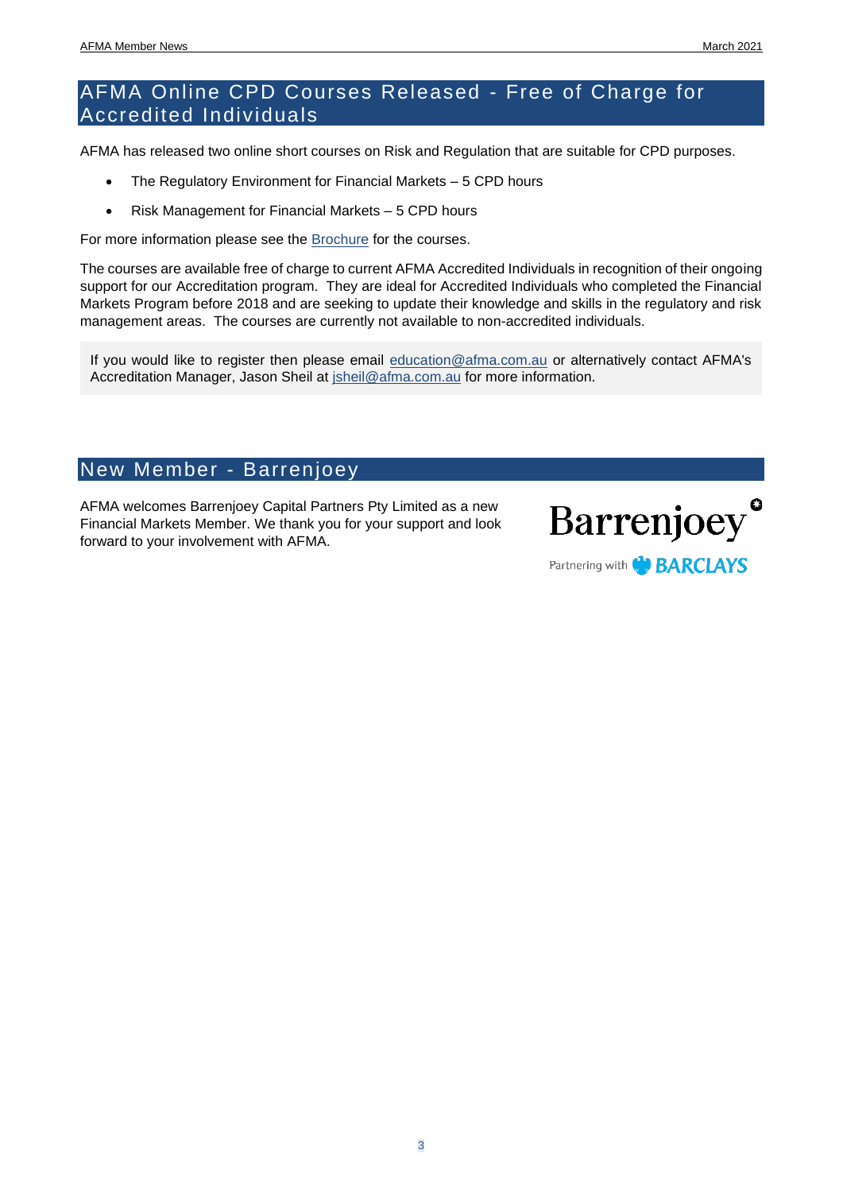## AFMA Online CPD Courses Released - Free of Charge for Accredited Individuals

AFMA has released two online short courses on Risk and Regulation that are suitable for CPD purposes.

- The Regulatory Environment for Financial Markets – 5 CPD hours
- Risk Management for Financial Markets – 5 CPD hours

For more information please see the Brochure for the courses.

The courses are available free of charge to current AFMA Accredited Individuals in recognition of their ongoing support for our Accreditation program. They are ideal for Accredited Individuals who completed the Financial Markets Program before 2018 and are seeking to update their knowledge and skills in the regulatory and risk management areas. The courses are currently not available to non-accredited individuals.

If you would like to register then please email education@afma.com.au or alternatively contact AFMA's Accreditation Manager, Jason Sheil at jsheil@afma.com.au for more information.

## New Member - Barrenjoey

AFMA welcomes Barrenjoey Capital Partners Pty Limited as a new Financial Markets Member. We thank you for your support and look forward to your involvement with AFMA.

Barrenjoey

Partnering with BARCLAYS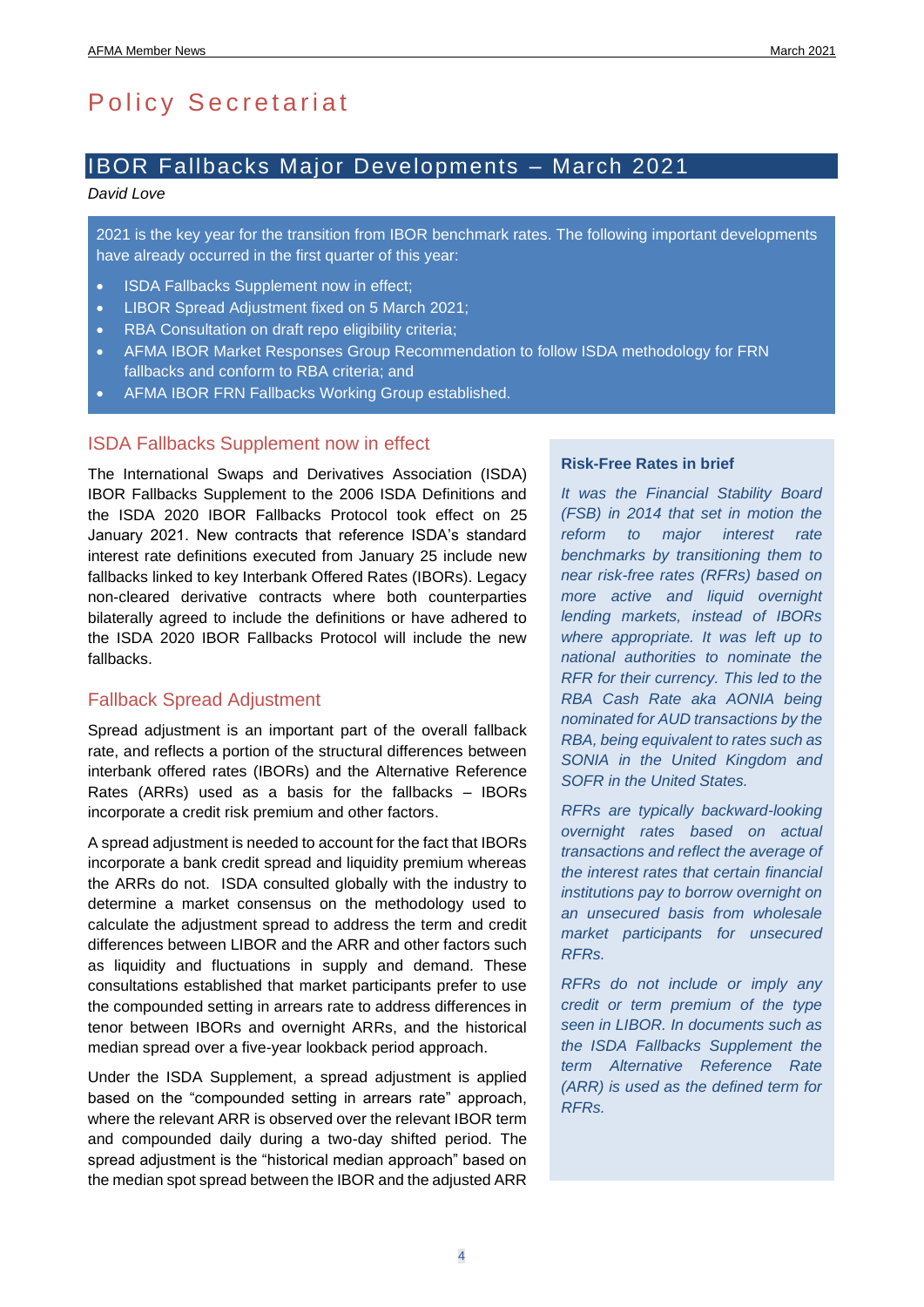# Policy Secretariat

## IBOR Fallbacks Major Developments – March 2021

*David Love*

2021 is the key year for the transition from IBOR benchmark rates. The following important developments have already occurred in the first quarter of this year:

- ISDA Fallbacks Supplement now in effect;
- LIBOR Spread Adjustment fixed on 5 March 2021;
- RBA Consultation on draft repo eligibility criteria;
- AFMA IBOR Market Responses Group Recommendation to follow ISDA methodology for FRN fallbacks and conform to RBA criteria; and
- AFMA IBOR FRN Fallbacks Working Group established.

### ISDA Fallbacks Supplement now in effect

The International Swaps and Derivatives Association (ISDA) IBOR Fallbacks Supplement to the 2006 ISDA Definitions and the ISDA 2020 IBOR Fallbacks Protocol took effect on 25 January 2021. New contracts that reference ISDA's standard interest rate definitions executed from January 25 include new fallbacks linked to key Interbank Offered Rates (IBORs). Legacy non-cleared derivative contracts where both counterparties bilaterally agreed to include the definitions or have adhered to the ISDA 2020 IBOR Fallbacks Protocol will include the new fallbacks.

### Fallback Spread Adjustment

Spread adjustment is an important part of the overall fallback rate, and reflects a portion of the structural differences between interbank offered rates (IBORs) and the Alternative Reference Rates (ARRs) used as a basis for the fallbacks – IBORs incorporate a credit risk premium and other factors.

A spread adjustment is needed to account for the fact that IBORs incorporate a bank credit spread and liquidity premium whereas the ARRs do not. ISDA consulted globally with the industry to determine a market consensus on the methodology used to calculate the adjustment spread to address the term and credit differences between LIBOR and the ARR and other factors such as liquidity and fluctuations in supply and demand. These consultations established that market participants prefer to use the compounded setting in arrears rate to address differences in tenor between IBORs and overnight ARRs, and the historical median spread over a five-year lookback period approach.

Under the ISDA Supplement, a spread adjustment is applied based on the "compounded setting in arrears rate" approach, where the relevant ARR is observed over the relevant IBOR term and compounded daily during a two-day shifted period. The spread adjustment is the "historical median approach" based on the median spot spread between the IBOR and the adjusted ARR

> **Risk-Free Rates in brief**
>
> *It was the Financial Stability Board (FSB) in 2014 that set in motion the reform to major interest rate benchmarks by transitioning them to near risk-free rates (RFRs) based on more active and liquid overnight lending markets, instead of IBORs where appropriate. It was left up to national authorities to nominate the RFR for their currency. This led to the RBA Cash Rate aka AONIA being nominated for AUD transactions by the RBA, being equivalent to rates such as SONIA in the United Kingdom and SOFR in the United States.*
>
> *RFRs are typically backward-looking overnight rates based on actual transactions and reflect the average of the interest rates that certain financial institutions pay to borrow overnight on an unsecured basis from wholesale market participants for unsecured RFRs.*
>
> *RFRs do not include or imply any credit or term premium of the type seen in LIBOR. In documents such as the ISDA Fallbacks Supplement the term Alternative Reference Rate (ARR) is used as the defined term for RFRs.*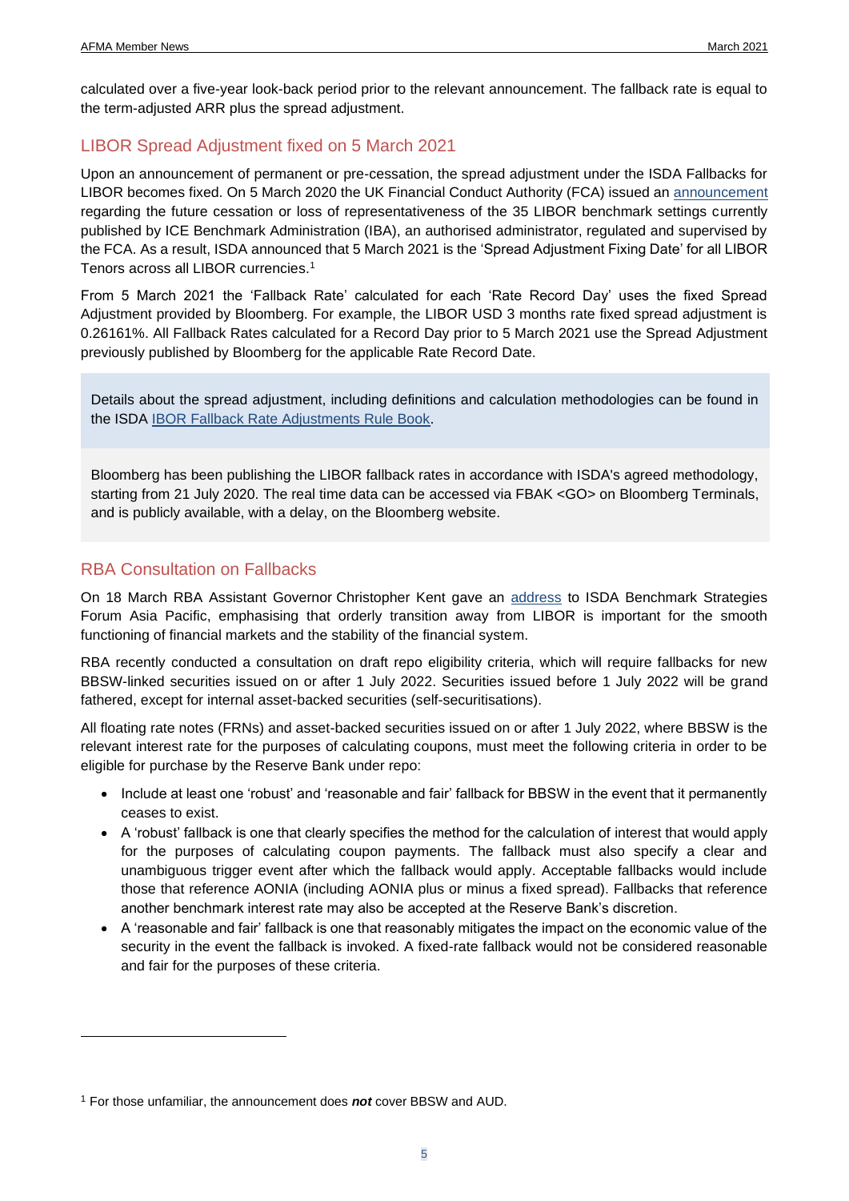calculated over a five-year look-back period prior to the relevant announcement. The fallback rate is equal to the term-adjusted ARR plus the spread adjustment.

## LIBOR Spread Adjustment fixed on 5 March 2021

Upon an announcement of permanent or pre-cessation, the spread adjustment under the ISDA Fallbacks for LIBOR becomes fixed. On 5 March 2020 the UK Financial Conduct Authority (FCA) issued an announcement regarding the future cessation or loss of representativeness of the 35 LIBOR benchmark settings currently published by ICE Benchmark Administration (IBA), an authorised administrator, regulated and supervised by the FCA. As a result, ISDA announced that 5 March 2021 is the 'Spread Adjustment Fixing Date' for all LIBOR Tenors across all LIBOR currencies.[1]

From 5 March 2021 the 'Fallback Rate' calculated for each 'Rate Record Day' uses the fixed Spread Adjustment provided by Bloomberg. For example, the LIBOR USD 3 months rate fixed spread adjustment is 0.26161%. All Fallback Rates calculated for a Record Day prior to 5 March 2021 use the Spread Adjustment previously published by Bloomberg for the applicable Rate Record Date.

Details about the spread adjustment, including definitions and calculation methodologies can be found in the ISDA IBOR Fallback Rate Adjustments Rule Book.

Bloomberg has been publishing the LIBOR fallback rates in accordance with ISDA's agreed methodology, starting from 21 July 2020. The real time data can be accessed via FBAK <GO> on Bloomberg Terminals, and is publicly available, with a delay, on the Bloomberg website.

## RBA Consultation on Fallbacks

On 18 March RBA Assistant Governor Christopher Kent gave an address to ISDA Benchmark Strategies Forum Asia Pacific, emphasising that orderly transition away from LIBOR is important for the smooth functioning of financial markets and the stability of the financial system.

RBA recently conducted a consultation on draft repo eligibility criteria, which will require fallbacks for new BBSW-linked securities issued on or after 1 July 2022. Securities issued before 1 July 2022 will be grand fathered, except for internal asset-backed securities (self-securitisations).

All floating rate notes (FRNs) and asset-backed securities issued on or after 1 July 2022, where BBSW is the relevant interest rate for the purposes of calculating coupons, must meet the following criteria in order to be eligible for purchase by the Reserve Bank under repo:

- Include at least one 'robust' and 'reasonable and fair' fallback for BBSW in the event that it permanently ceases to exist.
- A 'robust' fallback is one that clearly specifies the method for the calculation of interest that would apply for the purposes of calculating coupon payments. The fallback must also specify a clear and unambiguous trigger event after which the fallback would apply. Acceptable fallbacks would include those that reference AONIA (including AONIA plus or minus a fixed spread). Fallbacks that reference another benchmark interest rate may also be accepted at the Reserve Bank's discretion.
- A 'reasonable and fair' fallback is one that reasonably mitigates the impact on the economic value of the security in the event the fallback is invoked. A fixed-rate fallback would not be considered reasonable and fair for the purposes of these criteria.

---

[1] For those unfamiliar, the announcement does ***not*** cover BBSW and AUD.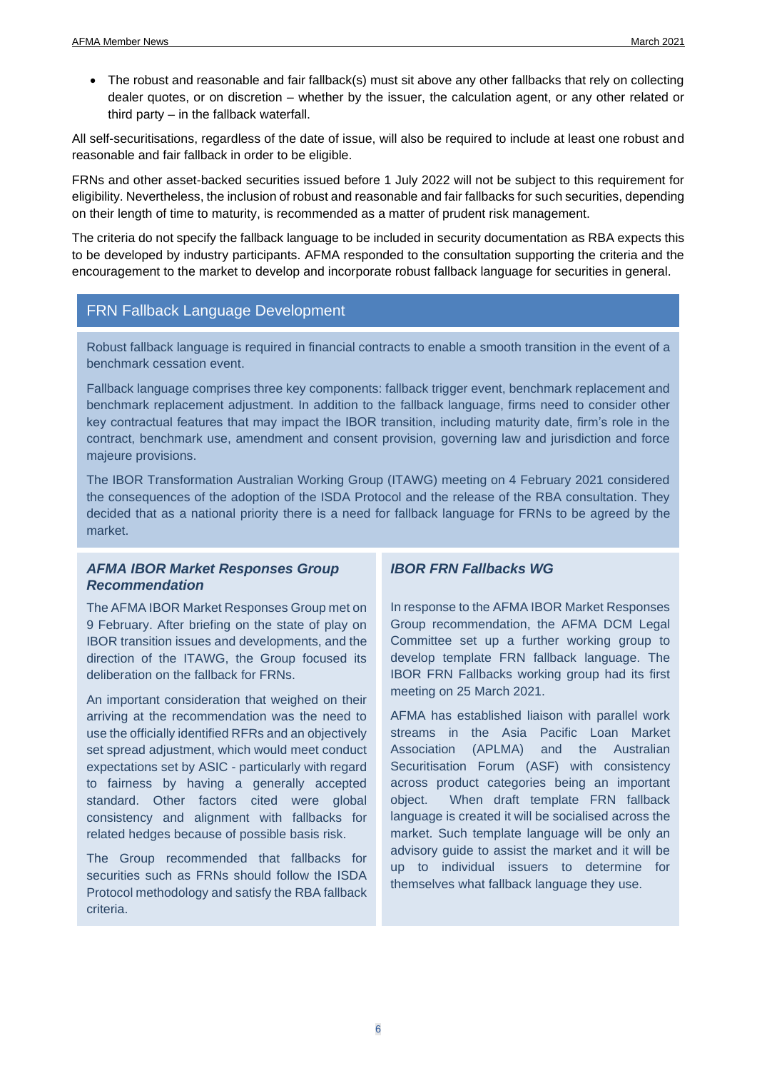- The robust and reasonable and fair fallback(s) must sit above any other fallbacks that rely on collecting dealer quotes, or on discretion – whether by the issuer, the calculation agent, or any other related or third party – in the fallback waterfall.

All self-securitisations, regardless of the date of issue, will also be required to include at least one robust and reasonable and fair fallback in order to be eligible.

FRNs and other asset-backed securities issued before 1 July 2022 will not be subject to this requirement for eligibility. Nevertheless, the inclusion of robust and reasonable and fair fallbacks for such securities, depending on their length of time to maturity, is recommended as a matter of prudent risk management.

The criteria do not specify the fallback language to be included in security documentation as RBA expects this to be developed by industry participants. AFMA responded to the consultation supporting the criteria and the encouragement to the market to develop and incorporate robust fallback language for securities in general.

## FRN Fallback Language Development

Robust fallback language is required in financial contracts to enable a smooth transition in the event of a benchmark cessation event.

Fallback language comprises three key components: fallback trigger event, benchmark replacement and benchmark replacement adjustment. In addition to the fallback language, firms need to consider other key contractual features that may impact the IBOR transition, including maturity date, firm's role in the contract, benchmark use, amendment and consent provision, governing law and jurisdiction and force majeure provisions.

The IBOR Transformation Australian Working Group (ITAWG) meeting on 4 February 2021 considered the consequences of the adoption of the ISDA Protocol and the release of the RBA consultation. They decided that as a national priority there is a need for fallback language for FRNs to be agreed by the market.

### *AFMA IBOR Market Responses Group Recommendation*

The AFMA IBOR Market Responses Group met on 9 February. After briefing on the state of play on IBOR transition issues and developments, and the direction of the ITAWG, the Group focused its deliberation on the fallback for FRNs.

An important consideration that weighed on their arriving at the recommendation was the need to use the officially identified RFRs and an objectively set spread adjustment, which would meet conduct expectations set by ASIC - particularly with regard to fairness by having a generally accepted standard. Other factors cited were global consistency and alignment with fallbacks for related hedges because of possible basis risk.

The Group recommended that fallbacks for securities such as FRNs should follow the ISDA Protocol methodology and satisfy the RBA fallback criteria.

### *IBOR FRN Fallbacks WG*

In response to the AFMA IBOR Market Responses Group recommendation, the AFMA DCM Legal Committee set up a further working group to develop template FRN fallback language. The IBOR FRN Fallbacks working group had its first meeting on 25 March 2021.

AFMA has established liaison with parallel work streams in the Asia Pacific Loan Market Association (APLMA) and the Australian Securitisation Forum (ASF) with consistency across product categories being an important object. When draft template FRN fallback language is created it will be socialised across the market. Such template language will be only an advisory guide to assist the market and it will be up to individual issuers to determine for themselves what fallback language they use.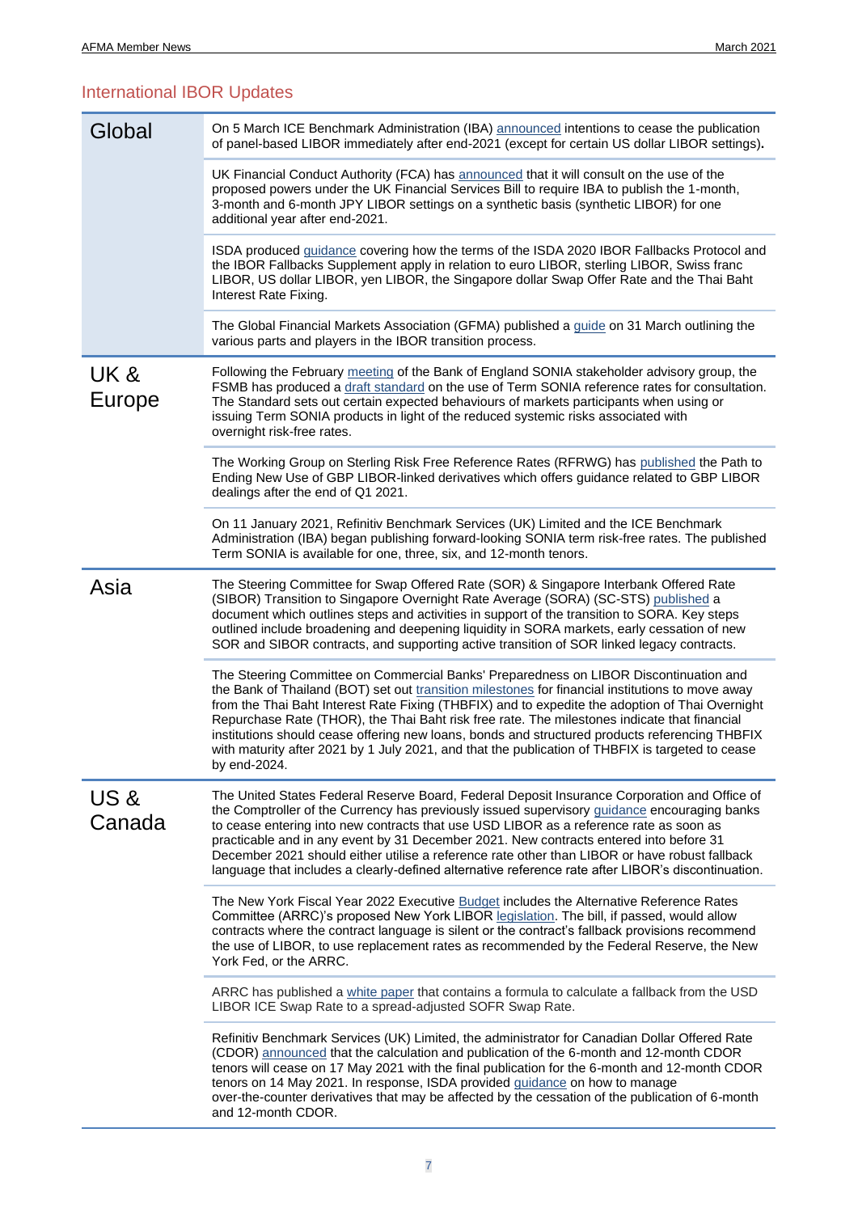## International IBOR Updates

| Region | Update |
|---|---|
| Global | On 5 March ICE Benchmark Administration (IBA) announced intentions to cease the publication of panel-based LIBOR immediately after end-2021 (except for certain US dollar LIBOR settings). |
| | UK Financial Conduct Authority (FCA) has announced that it will consult on the use of the proposed powers under the UK Financial Services Bill to require IBA to publish the 1-month, 3-month and 6-month JPY LIBOR settings on a synthetic basis (synthetic LIBOR) for one additional year after end-2021. |
| | ISDA produced guidance covering how the terms of the ISDA 2020 IBOR Fallbacks Protocol and the IBOR Fallbacks Supplement apply in relation to euro LIBOR, sterling LIBOR, Swiss franc LIBOR, US dollar LIBOR, yen LIBOR, the Singapore dollar Swap Offer Rate and the Thai Baht Interest Rate Fixing. |
| | The Global Financial Markets Association (GFMA) published a guide on 31 March outlining the various parts and players in the IBOR transition process. |
| UK & Europe | Following the February meeting of the Bank of England SONIA stakeholder advisory group, the FSMB has produced a draft standard on the use of Term SONIA reference rates for consultation. The Standard sets out certain expected behaviours of markets participants when using or issuing Term SONIA products in light of the reduced systemic risks associated with overnight risk-free rates. |
| | The Working Group on Sterling Risk Free Reference Rates (RFRWG) has published the Path to Ending New Use of GBP LIBOR-linked derivatives which offers guidance related to GBP LIBOR dealings after the end of Q1 2021. |
| | On 11 January 2021, Refinitiv Benchmark Services (UK) Limited and the ICE Benchmark Administration (IBA) began publishing forward-looking SONIA term risk-free rates. The published Term SONIA is available for one, three, six, and 12-month tenors. |
| Asia | The Steering Committee for Swap Offered Rate (SOR) & Singapore Interbank Offered Rate (SIBOR) Transition to Singapore Overnight Rate Average (SORA) (SC-STS) published a document which outlines steps and activities in support of the transition to SORA. Key steps outlined include broadening and deepening liquidity in SORA markets, early cessation of new SOR and SIBOR contracts, and supporting active transition of SOR linked legacy contracts. |
| | The Steering Committee on Commercial Banks' Preparedness on LIBOR Discontinuation and the Bank of Thailand (BOT) set out transition milestones for financial institutions to move away from the Thai Baht Interest Rate Fixing (THBFIX) and to expedite the adoption of Thai Overnight Repurchase Rate (THOR), the Thai Baht risk free rate. The milestones indicate that financial institutions should cease offering new loans, bonds and structured products referencing THBFIX with maturity after 2021 by 1 July 2021, and that the publication of THBFIX is targeted to cease by end-2024. |
| US & Canada | The United States Federal Reserve Board, Federal Deposit Insurance Corporation and Office of the Comptroller of the Currency has previously issued supervisory guidance encouraging banks to cease entering into new contracts that use USD LIBOR as a reference rate as soon as practicable and in any event by 31 December 2021. New contracts entered into before 31 December 2021 should either utilise a reference rate other than LIBOR or have robust fallback language that includes a clearly-defined alternative reference rate after LIBOR's discontinuation. |
| | The New York Fiscal Year 2022 Executive Budget includes the Alternative Reference Rates Committee (ARRC)'s proposed New York LIBOR legislation. The bill, if passed, would allow contracts where the contract language is silent or the contract's fallback provisions recommend the use of LIBOR, to use replacement rates as recommended by the Federal Reserve, the New York Fed, or the ARRC. |
| | ARRC has published a white paper that contains a formula to calculate a fallback from the USD LIBOR ICE Swap Rate to a spread-adjusted SOFR Swap Rate. |
| | Refinitiv Benchmark Services (UK) Limited, the administrator for Canadian Dollar Offered Rate (CDOR) announced that the calculation and publication of the 6-month and 12-month CDOR tenors will cease on 17 May 2021 with the final publication for the 6-month and 12-month CDOR tenors on 14 May 2021. In response, ISDA provided guidance on how to manage over-the-counter derivatives that may be affected by the cessation of the publication of 6-month and 12-month CDOR. |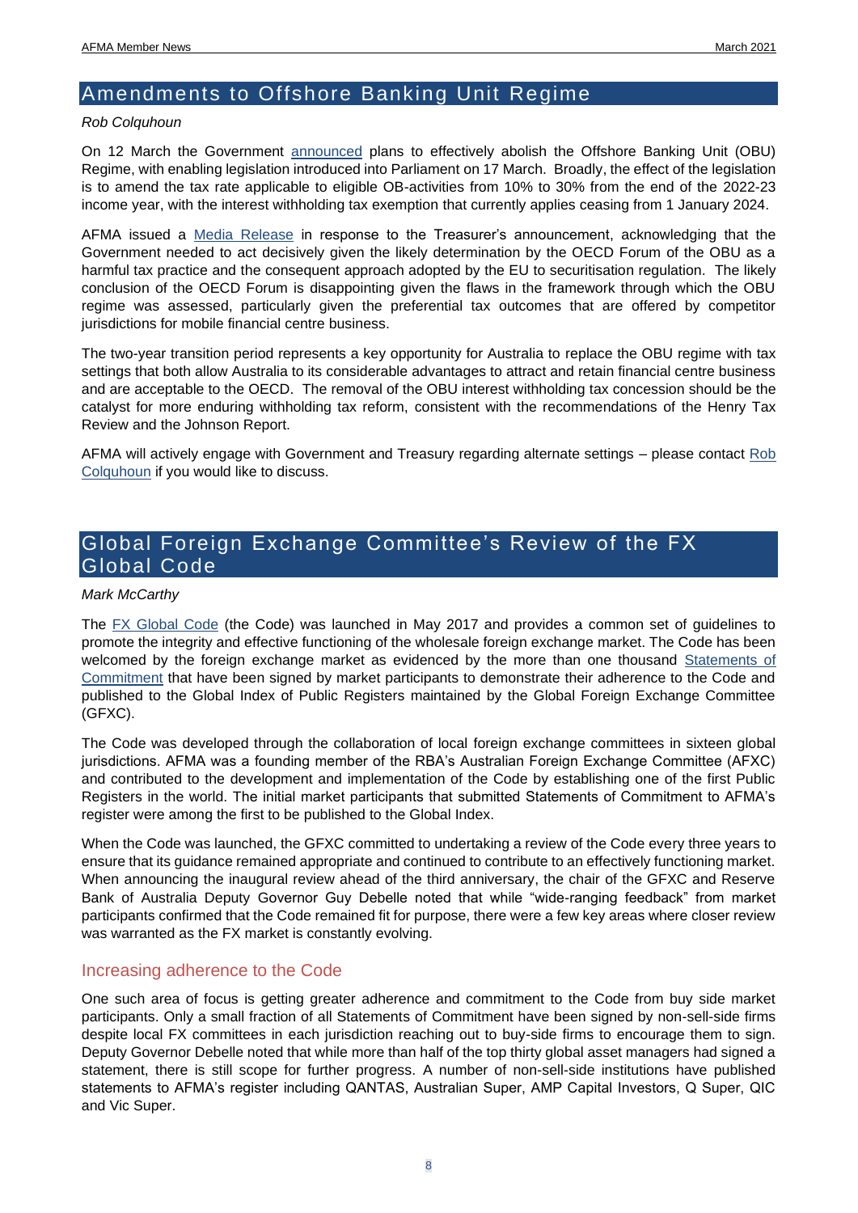## Amendments to Offshore Banking Unit Regime

*Rob Colquhoun*

On 12 March the Government announced plans to effectively abolish the Offshore Banking Unit (OBU) Regime, with enabling legislation introduced into Parliament on 17 March. Broadly, the effect of the legislation is to amend the tax rate applicable to eligible OB-activities from 10% to 30% from the end of the 2022-23 income year, with the interest withholding tax exemption that currently applies ceasing from 1 January 2024.

AFMA issued a Media Release in response to the Treasurer's announcement, acknowledging that the Government needed to act decisively given the likely determination by the OECD Forum of the OBU as a harmful tax practice and the consequent approach adopted by the EU to securitisation regulation. The likely conclusion of the OECD Forum is disappointing given the flaws in the framework through which the OBU regime was assessed, particularly given the preferential tax outcomes that are offered by competitor jurisdictions for mobile financial centre business.

The two-year transition period represents a key opportunity for Australia to replace the OBU regime with tax settings that both allow Australia to its considerable advantages to attract and retain financial centre business and are acceptable to the OECD. The removal of the OBU interest withholding tax concession should be the catalyst for more enduring withholding tax reform, consistent with the recommendations of the Henry Tax Review and the Johnson Report.

AFMA will actively engage with Government and Treasury regarding alternate settings – please contact Rob Colquhoun if you would like to discuss.

## Global Foreign Exchange Committee's Review of the FX Global Code

*Mark McCarthy*

The FX Global Code (the Code) was launched in May 2017 and provides a common set of guidelines to promote the integrity and effective functioning of the wholesale foreign exchange market. The Code has been welcomed by the foreign exchange market as evidenced by the more than one thousand Statements of Commitment that have been signed by market participants to demonstrate their adherence to the Code and published to the Global Index of Public Registers maintained by the Global Foreign Exchange Committee (GFXC).

The Code was developed through the collaboration of local foreign exchange committees in sixteen global jurisdictions. AFMA was a founding member of the RBA's Australian Foreign Exchange Committee (AFXC) and contributed to the development and implementation of the Code by establishing one of the first Public Registers in the world. The initial market participants that submitted Statements of Commitment to AFMA's register were among the first to be published to the Global Index.

When the Code was launched, the GFXC committed to undertaking a review of the Code every three years to ensure that its guidance remained appropriate and continued to contribute to an effectively functioning market. When announcing the inaugural review ahead of the third anniversary, the chair of the GFXC and Reserve Bank of Australia Deputy Governor Guy Debelle noted that while "wide-ranging feedback" from market participants confirmed that the Code remained fit for purpose, there were a few key areas where closer review was warranted as the FX market is constantly evolving.

### Increasing adherence to the Code

One such area of focus is getting greater adherence and commitment to the Code from buy side market participants. Only a small fraction of all Statements of Commitment have been signed by non-sell-side firms despite local FX committees in each jurisdiction reaching out to buy-side firms to encourage them to sign. Deputy Governor Debelle noted that while more than half of the top thirty global asset managers had signed a statement, there is still scope for further progress. A number of non-sell-side institutions have published statements to AFMA's register including QANTAS, Australian Super, AMP Capital Investors, Q Super, QIC and Vic Super.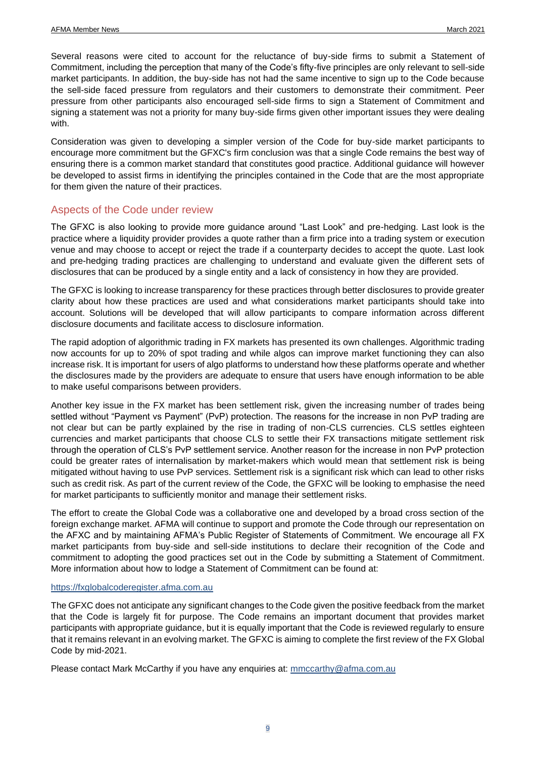Several reasons were cited to account for the reluctance of buy-side firms to submit a Statement of Commitment, including the perception that many of the Code's fifty-five principles are only relevant to sell-side market participants. In addition, the buy-side has not had the same incentive to sign up to the Code because the sell-side faced pressure from regulators and their customers to demonstrate their commitment. Peer pressure from other participants also encouraged sell-side firms to sign a Statement of Commitment and signing a statement was not a priority for many buy-side firms given other important issues they were dealing with.

Consideration was given to developing a simpler version of the Code for buy-side market participants to encourage more commitment but the GFXC's firm conclusion was that a single Code remains the best way of ensuring there is a common market standard that constitutes good practice. Additional guidance will however be developed to assist firms in identifying the principles contained in the Code that are the most appropriate for them given the nature of their practices.

## Aspects of the Code under review

The GFXC is also looking to provide more guidance around "Last Look" and pre-hedging. Last look is the practice where a liquidity provider provides a quote rather than a firm price into a trading system or execution venue and may choose to accept or reject the trade if a counterparty decides to accept the quote. Last look and pre-hedging trading practices are challenging to understand and evaluate given the different sets of disclosures that can be produced by a single entity and a lack of consistency in how they are provided.

The GFXC is looking to increase transparency for these practices through better disclosures to provide greater clarity about how these practices are used and what considerations market participants should take into account. Solutions will be developed that will allow participants to compare information across different disclosure documents and facilitate access to disclosure information.

The rapid adoption of algorithmic trading in FX markets has presented its own challenges. Algorithmic trading now accounts for up to 20% of spot trading and while algos can improve market functioning they can also increase risk. It is important for users of algo platforms to understand how these platforms operate and whether the disclosures made by the providers are adequate to ensure that users have enough information to be able to make useful comparisons between providers.

Another key issue in the FX market has been settlement risk, given the increasing number of trades being settled without "Payment vs Payment" (PvP) protection. The reasons for the increase in non PvP trading are not clear but can be partly explained by the rise in trading of non-CLS currencies. CLS settles eighteen currencies and market participants that choose CLS to settle their FX transactions mitigate settlement risk through the operation of CLS's PvP settlement service. Another reason for the increase in non PvP protection could be greater rates of internalisation by market-makers which would mean that settlement risk is being mitigated without having to use PvP services. Settlement risk is a significant risk which can lead to other risks such as credit risk. As part of the current review of the Code, the GFXC will be looking to emphasise the need for market participants to sufficiently monitor and manage their settlement risks.

The effort to create the Global Code was a collaborative one and developed by a broad cross section of the foreign exchange market. AFMA will continue to support and promote the Code through our representation on the AFXC and by maintaining AFMA's Public Register of Statements of Commitment. We encourage all FX market participants from buy-side and sell-side institutions to declare their recognition of the Code and commitment to adopting the good practices set out in the Code by submitting a Statement of Commitment. More information about how to lodge a Statement of Commitment can be found at:

https://fxglobalcoderegister.afma.com.au

The GFXC does not anticipate any significant changes to the Code given the positive feedback from the market that the Code is largely fit for purpose. The Code remains an important document that provides market participants with appropriate guidance, but it is equally important that the Code is reviewed regularly to ensure that it remains relevant in an evolving market. The GFXC is aiming to complete the first review of the FX Global Code by mid-2021.

Please contact Mark McCarthy if you have any enquiries at: mmccarthy@afma.com.au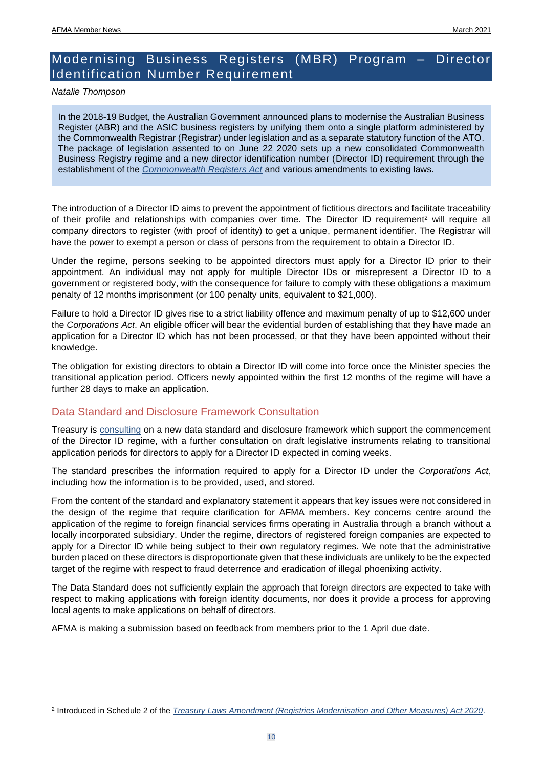## Modernising Business Registers (MBR) Program – Director Identification Number Requirement

*Natalie Thompson*

In the 2018-19 Budget, the Australian Government announced plans to modernise the Australian Business Register (ABR) and the ASIC business registers by unifying them onto a single platform administered by the Commonwealth Registrar (Registrar) under legislation and as a separate statutory function of the ATO. The package of legislation assented to on June 22 2020 sets up a new consolidated Commonwealth Business Registry regime and a new director identification number (Director ID) requirement through the establishment of the *Commonwealth Registers Act* and various amendments to existing laws.

The introduction of a Director ID aims to prevent the appointment of fictitious directors and facilitate traceability of their profile and relationships with companies over time. The Director ID requirement[2] will require all company directors to register (with proof of identity) to get a unique, permanent identifier. The Registrar will have the power to exempt a person or class of persons from the requirement to obtain a Director ID.

Under the regime, persons seeking to be appointed directors must apply for a Director ID prior to their appointment. An individual may not apply for multiple Director IDs or misrepresent a Director ID to a government or registered body, with the consequence for failure to comply with these obligations a maximum penalty of 12 months imprisonment (or 100 penalty units, equivalent to $21,000).

Failure to hold a Director ID gives rise to a strict liability offence and maximum penalty of up to $12,600 under the *Corporations Act*. An eligible officer will bear the evidential burden of establishing that they have made an application for a Director ID which has not been processed, or that they have been appointed without their knowledge.

The obligation for existing directors to obtain a Director ID will come into force once the Minister species the transitional application period. Officers newly appointed within the first 12 months of the regime will have a further 28 days to make an application.

### Data Standard and Disclosure Framework Consultation

Treasury is consulting on a new data standard and disclosure framework which support the commencement of the Director ID regime, with a further consultation on draft legislative instruments relating to transitional application periods for directors to apply for a Director ID expected in coming weeks.

The standard prescribes the information required to apply for a Director ID under the *Corporations Act*, including how the information is to be provided, used, and stored.

From the content of the standard and explanatory statement it appears that key issues were not considered in the design of the regime that require clarification for AFMA members. Key concerns centre around the application of the regime to foreign financial services firms operating in Australia through a branch without a locally incorporated subsidiary. Under the regime, directors of registered foreign companies are expected to apply for a Director ID while being subject to their own regulatory regimes. We note that the administrative burden placed on these directors is disproportionate given that these individuals are unlikely to be the expected target of the regime with respect to fraud deterrence and eradication of illegal phoenixing activity.

The Data Standard does not sufficiently explain the approach that foreign directors are expected to take with respect to making applications with foreign identity documents, nor does it provide a process for approving local agents to make applications on behalf of directors.

AFMA is making a submission based on feedback from members prior to the 1 April due date.

---

[2] Introduced in Schedule 2 of the *Treasury Laws Amendment (Registries Modernisation and Other Measures) Act 2020*.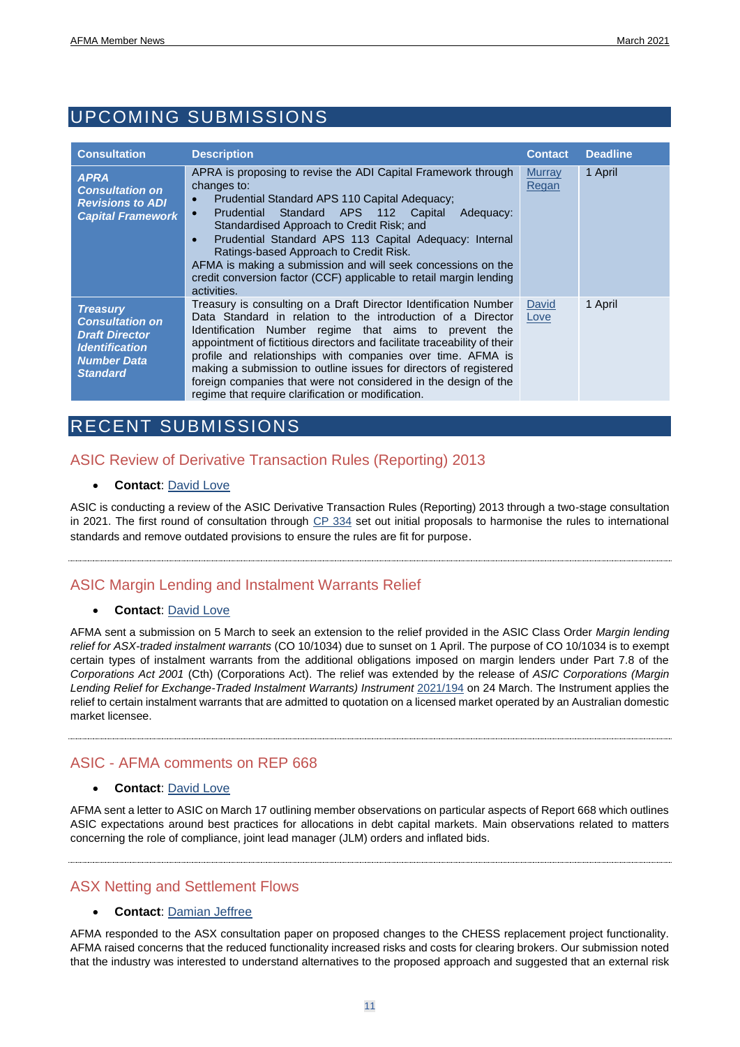## UPCOMING SUBMISSIONS

| Consultation | Description | Contact | Deadline |
|---|---|---|---|
| ***APRA Consultation on Revisions to ADI Capital Framework*** | APRA is proposing to revise the ADI Capital Framework through changes to: <br>• Prudential Standard APS 110 Capital Adequacy; <br>• Prudential Standard APS 112 Capital Adequacy: Standardised Approach to Credit Risk; and <br>• Prudential Standard APS 113 Capital Adequacy: Internal Ratings-based Approach to Credit Risk. <br>AFMA is making a submission and will seek concessions on the credit conversion factor (CCF) applicable to retail margin lending activities. | Murray Regan | 1 April |
| ***Treasury Consultation on Draft Director Identification Number Data Standard*** | Treasury is consulting on a Draft Director Identification Number Data Standard in relation to the introduction of a Director Identification Number regime that aims to prevent the appointment of fictitious directors and facilitate traceability of their profile and relationships with companies over time. AFMA is making a submission to outline issues for directors of registered foreign companies that were not considered in the design of the regime that require clarification or modification. | David Love | 1 April |

## RECENT SUBMISSIONS

### ASIC Review of Derivative Transaction Rules (Reporting) 2013

- **Contact**: David Love

ASIC is conducting a review of the ASIC Derivative Transaction Rules (Reporting) 2013 through a two-stage consultation in 2021. The first round of consultation through CP 334 set out initial proposals to harmonise the rules to international standards and remove outdated provisions to ensure the rules are fit for purpose.

### ASIC Margin Lending and Instalment Warrants Relief

- **Contact**: David Love

AFMA sent a submission on 5 March to seek an extension to the relief provided in the ASIC Class Order *Margin lending relief for ASX-traded instalment warrants* (CO 10/1034) due to sunset on 1 April. The purpose of CO 10/1034 is to exempt certain types of instalment warrants from the additional obligations imposed on margin lenders under Part 7.8 of the *Corporations Act 2001* (Cth) (Corporations Act). The relief was extended by the release of *ASIC Corporations (Margin Lending Relief for Exchange-Traded Instalment Warrants) Instrument* 2021/194 on 24 March. The Instrument applies the relief to certain instalment warrants that are admitted to quotation on a licensed market operated by an Australian domestic market licensee.

### ASIC - AFMA comments on REP 668

- **Contact**: David Love

AFMA sent a letter to ASIC on March 17 outlining member observations on particular aspects of Report 668 which outlines ASIC expectations around best practices for allocations in debt capital markets. Main observations related to matters concerning the role of compliance, joint lead manager (JLM) orders and inflated bids.

### ASX Netting and Settlement Flows

- **Contact**: Damian Jeffree

AFMA responded to the ASX consultation paper on proposed changes to the CHESS replacement project functionality. AFMA raised concerns that the reduced functionality increased risks and costs for clearing brokers. Our submission noted that the industry was interested to understand alternatives to the proposed approach and suggested that an external risk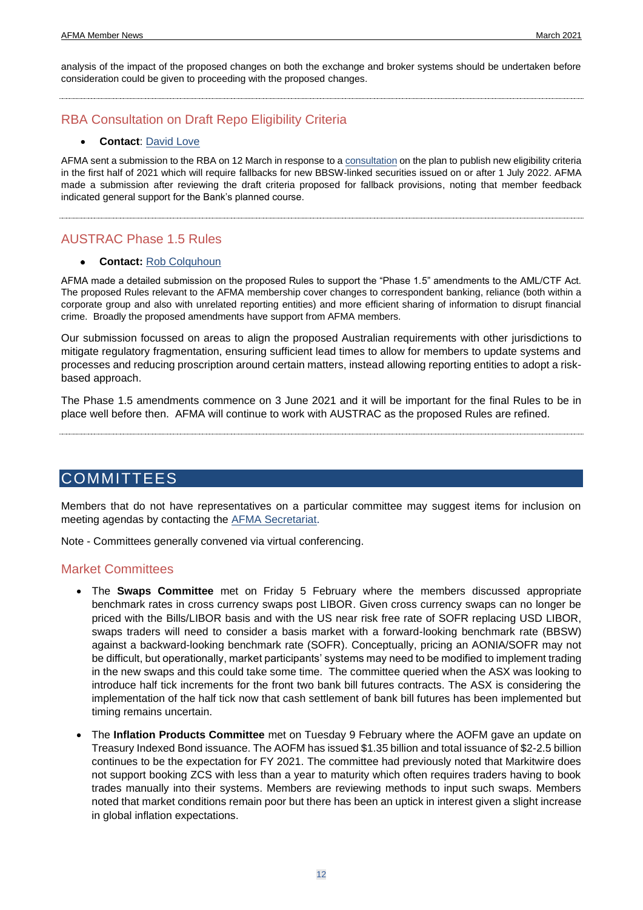analysis of the impact of the proposed changes on both the exchange and broker systems should be undertaken before consideration could be given to proceeding with the proposed changes.

---

## RBA Consultation on Draft Repo Eligibility Criteria

- **Contact**: David Love

AFMA sent a submission to the RBA on 12 March in response to a consultation on the plan to publish new eligibility criteria in the first half of 2021 which will require fallbacks for new BBSW-linked securities issued on or after 1 July 2022. AFMA made a submission after reviewing the draft criteria proposed for fallback provisions, noting that member feedback indicated general support for the Bank's planned course.

---

## AUSTRAC Phase 1.5 Rules

- **Contact:** Rob Colquhoun

AFMA made a detailed submission on the proposed Rules to support the "Phase 1.5" amendments to the AML/CTF Act. The proposed Rules relevant to the AFMA membership cover changes to correspondent banking, reliance (both within a corporate group and also with unrelated reporting entities) and more efficient sharing of information to disrupt financial crime. Broadly the proposed amendments have support from AFMA members.

Our submission focussed on areas to align the proposed Australian requirements with other jurisdictions to mitigate regulatory fragmentation, ensuring sufficient lead times to allow for members to update systems and processes and reducing proscription around certain matters, instead allowing reporting entities to adopt a risk-based approach.

The Phase 1.5 amendments commence on 3 June 2021 and it will be important for the final Rules to be in place well before then. AFMA will continue to work with AUSTRAC as the proposed Rules are refined.

---

# COMMITTEES

Members that do not have representatives on a particular committee may suggest items for inclusion on meeting agendas by contacting the AFMA Secretariat.

Note - Committees generally convened via virtual conferencing.

## Market Committees

- The **Swaps Committee** met on Friday 5 February where the members discussed appropriate benchmark rates in cross currency swaps post LIBOR. Given cross currency swaps can no longer be priced with the Bills/LIBOR basis and with the US near risk free rate of SOFR replacing USD LIBOR, swaps traders will need to consider a basis market with a forward-looking benchmark rate (BBSW) against a backward-looking benchmark rate (SOFR). Conceptually, pricing an AONIA/SOFR may not be difficult, but operationally, market participants' systems may need to be modified to implement trading in the new swaps and this could take some time. The committee queried when the ASX was looking to introduce half tick increments for the front two bank bill futures contracts. The ASX is considering the implementation of the half tick now that cash settlement of bank bill futures has been implemented but timing remains uncertain.

- The **Inflation Products Committee** met on Tuesday 9 February where the AOFM gave an update on Treasury Indexed Bond issuance. The AOFM has issued $1.35 billion and total issuance of $2-2.5 billion continues to be the expectation for FY 2021. The committee had previously noted that Markitwire does not support booking ZCS with less than a year to maturity which often requires traders having to book trades manually into their systems. Members are reviewing methods to input such swaps. Members noted that market conditions remain poor but there has been an uptick in interest given a slight increase in global inflation expectations.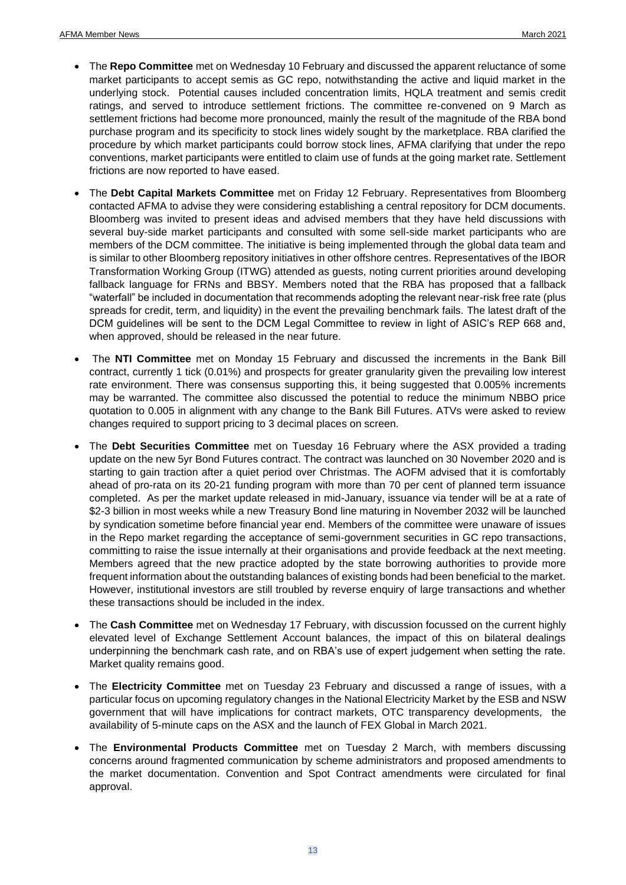- The **Repo Committee** met on Wednesday 10 February and discussed the apparent reluctance of some market participants to accept semis as GC repo, notwithstanding the active and liquid market in the underlying stock. Potential causes included concentration limits, HQLA treatment and semis credit ratings, and served to introduce settlement frictions. The committee re-convened on 9 March as settlement frictions had become more pronounced, mainly the result of the magnitude of the RBA bond purchase program and its specificity to stock lines widely sought by the marketplace. RBA clarified the procedure by which market participants could borrow stock lines, AFMA clarifying that under the repo conventions, market participants were entitled to claim use of funds at the going market rate. Settlement frictions are now reported to have eased.

- The **Debt Capital Markets Committee** met on Friday 12 February. Representatives from Bloomberg contacted AFMA to advise they were considering establishing a central repository for DCM documents. Bloomberg was invited to present ideas and advised members that they have held discussions with several buy-side market participants and consulted with some sell-side market participants who are members of the DCM committee. The initiative is being implemented through the global data team and is similar to other Bloomberg repository initiatives in other offshore centres. Representatives of the IBOR Transformation Working Group (ITWG) attended as guests, noting current priorities around developing fallback language for FRNs and BBSY. Members noted that the RBA has proposed that a fallback "waterfall" be included in documentation that recommends adopting the relevant near-risk free rate (plus spreads for credit, term, and liquidity) in the event the prevailing benchmark fails. The latest draft of the DCM guidelines will be sent to the DCM Legal Committee to review in light of ASIC's REP 668 and, when approved, should be released in the near future.

- The **NTI Committee** met on Monday 15 February and discussed the increments in the Bank Bill contract, currently 1 tick (0.01%) and prospects for greater granularity given the prevailing low interest rate environment. There was consensus supporting this, it being suggested that 0.005% increments may be warranted. The committee also discussed the potential to reduce the minimum NBBO price quotation to 0.005 in alignment with any change to the Bank Bill Futures. ATVs were asked to review changes required to support pricing to 3 decimal places on screen.

- The **Debt Securities Committee** met on Tuesday 16 February where the ASX provided a trading update on the new 5yr Bond Futures contract. The contract was launched on 30 November 2020 and is starting to gain traction after a quiet period over Christmas. The AOFM advised that it is comfortably ahead of pro-rata on its 20-21 funding program with more than 70 per cent of planned term issuance completed. As per the market update released in mid-January, issuance via tender will be at a rate of $2-3 billion in most weeks while a new Treasury Bond line maturing in November 2032 will be launched by syndication sometime before financial year end. Members of the committee were unaware of issues in the Repo market regarding the acceptance of semi-government securities in GC repo transactions, committing to raise the issue internally at their organisations and provide feedback at the next meeting. Members agreed that the new practice adopted by the state borrowing authorities to provide more frequent information about the outstanding balances of existing bonds had been beneficial to the market. However, institutional investors are still troubled by reverse enquiry of large transactions and whether these transactions should be included in the index.

- The **Cash Committee** met on Wednesday 17 February, with discussion focussed on the current highly elevated level of Exchange Settlement Account balances, the impact of this on bilateral dealings underpinning the benchmark cash rate, and on RBA's use of expert judgement when setting the rate. Market quality remains good.

- The **Electricity Committee** met on Tuesday 23 February and discussed a range of issues, with a particular focus on upcoming regulatory changes in the National Electricity Market by the ESB and NSW government that will have implications for contract markets, OTC transparency developments, the availability of 5-minute caps on the ASX and the launch of FEX Global in March 2021.

- The **Environmental Products Committee** met on Tuesday 2 March, with members discussing concerns around fragmented communication by scheme administrators and proposed amendments to the market documentation. Convention and Spot Contract amendments were circulated for final approval.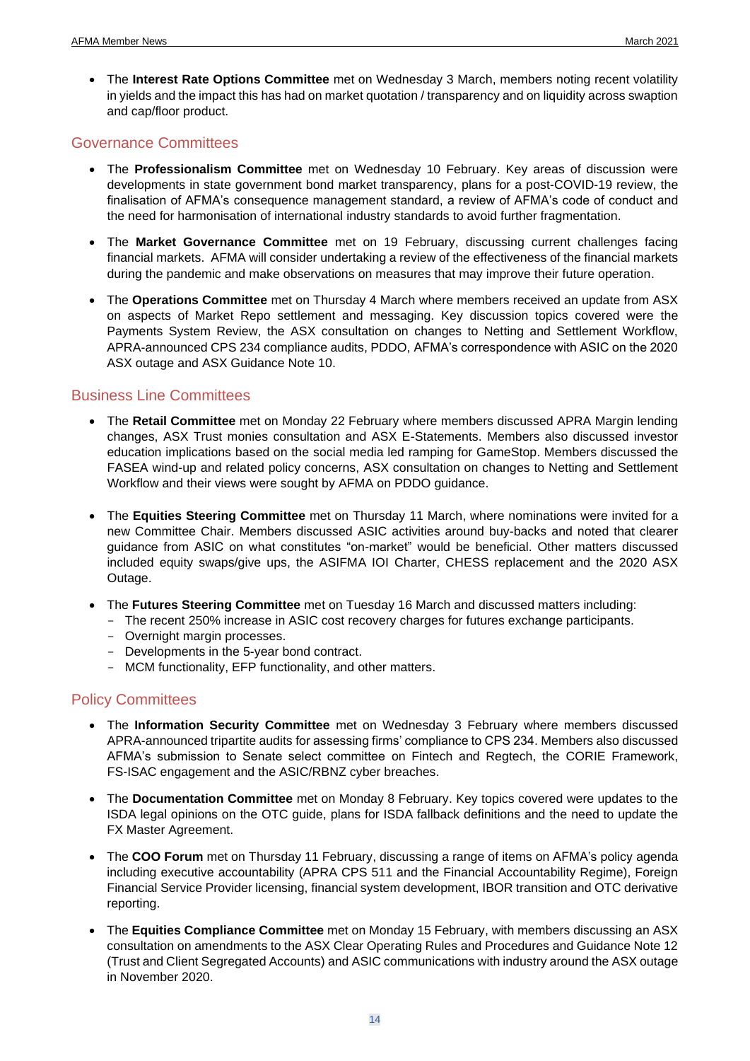- The **Interest Rate Options Committee** met on Wednesday 3 March, members noting recent volatility in yields and the impact this has had on market quotation / transparency and on liquidity across swaption and cap/floor product.

## Governance Committees

- The **Professionalism Committee** met on Wednesday 10 February. Key areas of discussion were developments in state government bond market transparency, plans for a post-COVID-19 review, the finalisation of AFMA's consequence management standard, a review of AFMA's code of conduct and the need for harmonisation of international industry standards to avoid further fragmentation.

- The **Market Governance Committee** met on 19 February, discussing current challenges facing financial markets. AFMA will consider undertaking a review of the effectiveness of the financial markets during the pandemic and make observations on measures that may improve their future operation.

- The **Operations Committee** met on Thursday 4 March where members received an update from ASX on aspects of Market Repo settlement and messaging. Key discussion topics covered were the Payments System Review, the ASX consultation on changes to Netting and Settlement Workflow, APRA-announced CPS 234 compliance audits, PDDO, AFMA's correspondence with ASIC on the 2020 ASX outage and ASX Guidance Note 10.

## Business Line Committees

- The **Retail Committee** met on Monday 22 February where members discussed APRA Margin lending changes, ASX Trust monies consultation and ASX E-Statements. Members also discussed investor education implications based on the social media led ramping for GameStop. Members discussed the FASEA wind-up and related policy concerns, ASX consultation on changes to Netting and Settlement Workflow and their views were sought by AFMA on PDDO guidance.

- The **Equities Steering Committee** met on Thursday 11 March, where nominations were invited for a new Committee Chair. Members discussed ASIC activities around buy-backs and noted that clearer guidance from ASIC on what constitutes "on-market" would be beneficial. Other matters discussed included equity swaps/give ups, the ASIFMA IOI Charter, CHESS replacement and the 2020 ASX Outage.

- The **Futures Steering Committee** met on Tuesday 16 March and discussed matters including:
  - The recent 250% increase in ASIC cost recovery charges for futures exchange participants.
  - Overnight margin processes.
  - Developments in the 5-year bond contract.
  - MCM functionality, EFP functionality, and other matters.

## Policy Committees

- The **Information Security Committee** met on Wednesday 3 February where members discussed APRA-announced tripartite audits for assessing firms' compliance to CPS 234. Members also discussed AFMA's submission to Senate select committee on Fintech and Regtech, the CORIE Framework, FS-ISAC engagement and the ASIC/RBNZ cyber breaches.

- The **Documentation Committee** met on Monday 8 February. Key topics covered were updates to the ISDA legal opinions on the OTC guide, plans for ISDA fallback definitions and the need to update the FX Master Agreement.

- The **COO Forum** met on Thursday 11 February, discussing a range of items on AFMA's policy agenda including executive accountability (APRA CPS 511 and the Financial Accountability Regime), Foreign Financial Service Provider licensing, financial system development, IBOR transition and OTC derivative reporting.

- The **Equities Compliance Committee** met on Monday 15 February, with members discussing an ASX consultation on amendments to the ASX Clear Operating Rules and Procedures and Guidance Note 12 (Trust and Client Segregated Accounts) and ASIC communications with industry around the ASX outage in November 2020.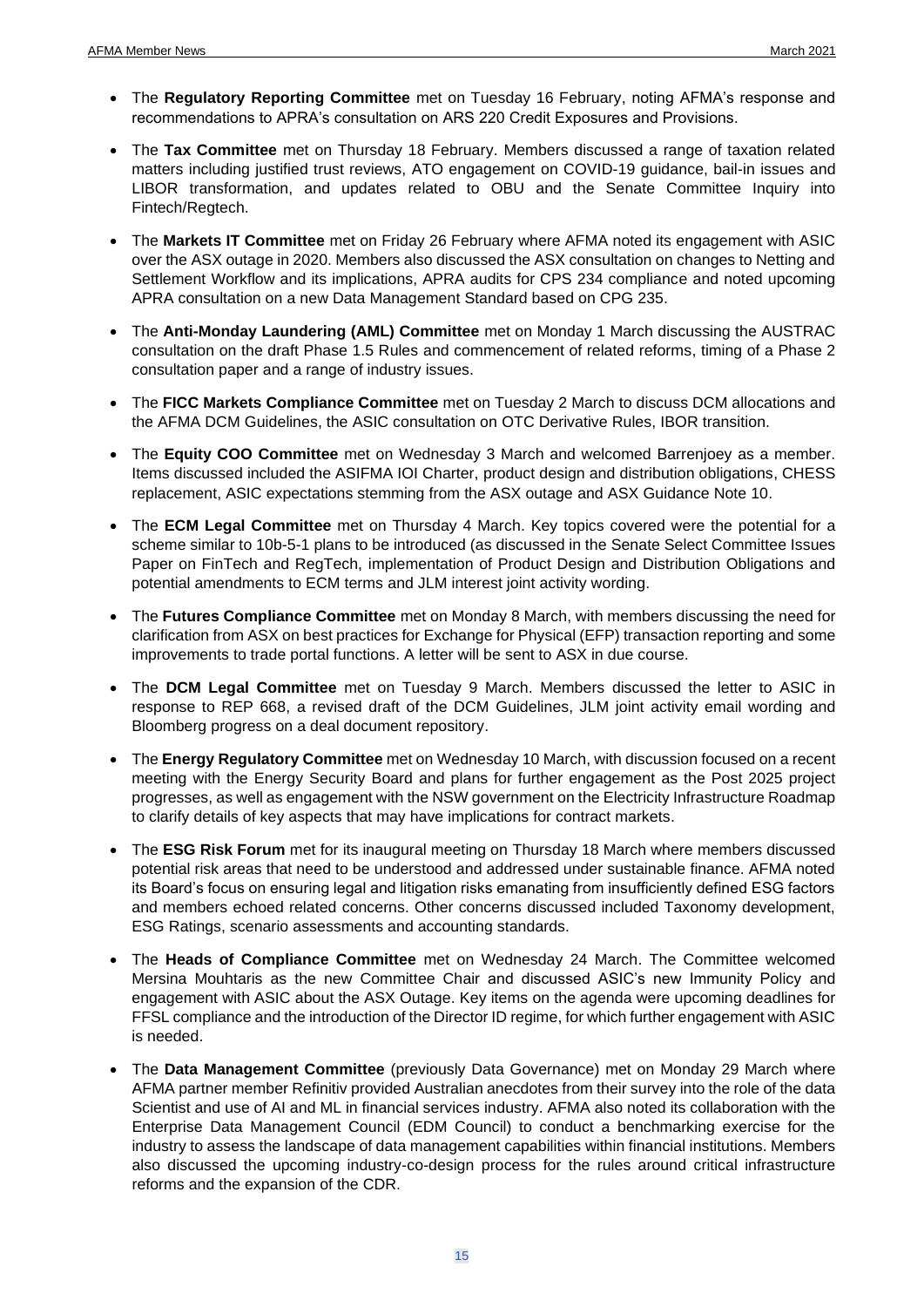- The **Regulatory Reporting Committee** met on Tuesday 16 February, noting AFMA's response and recommendations to APRA's consultation on ARS 220 Credit Exposures and Provisions.

- The **Tax Committee** met on Thursday 18 February. Members discussed a range of taxation related matters including justified trust reviews, ATO engagement on COVID-19 guidance, bail-in issues and LIBOR transformation, and updates related to OBU and the Senate Committee Inquiry into Fintech/Regtech.

- The **Markets IT Committee** met on Friday 26 February where AFMA noted its engagement with ASIC over the ASX outage in 2020. Members also discussed the ASX consultation on changes to Netting and Settlement Workflow and its implications, APRA audits for CPS 234 compliance and noted upcoming APRA consultation on a new Data Management Standard based on CPG 235.

- The **Anti-Monday Laundering (AML) Committee** met on Monday 1 March discussing the AUSTRAC consultation on the draft Phase 1.5 Rules and commencement of related reforms, timing of a Phase 2 consultation paper and a range of industry issues.

- The **FICC Markets Compliance Committee** met on Tuesday 2 March to discuss DCM allocations and the AFMA DCM Guidelines, the ASIC consultation on OTC Derivative Rules, IBOR transition.

- The **Equity COO Committee** met on Wednesday 3 March and welcomed Barrenjoey as a member. Items discussed included the ASIFMA IOI Charter, product design and distribution obligations, CHESS replacement, ASIC expectations stemming from the ASX outage and ASX Guidance Note 10.

- The **ECM Legal Committee** met on Thursday 4 March. Key topics covered were the potential for a scheme similar to 10b-5-1 plans to be introduced (as discussed in the Senate Select Committee Issues Paper on FinTech and RegTech, implementation of Product Design and Distribution Obligations and potential amendments to ECM terms and JLM interest joint activity wording.

- The **Futures Compliance Committee** met on Monday 8 March, with members discussing the need for clarification from ASX on best practices for Exchange for Physical (EFP) transaction reporting and some improvements to trade portal functions. A letter will be sent to ASX in due course.

- The **DCM Legal Committee** met on Tuesday 9 March. Members discussed the letter to ASIC in response to REP 668, a revised draft of the DCM Guidelines, JLM joint activity email wording and Bloomberg progress on a deal document repository.

- The **Energy Regulatory Committee** met on Wednesday 10 March, with discussion focused on a recent meeting with the Energy Security Board and plans for further engagement as the Post 2025 project progresses, as well as engagement with the NSW government on the Electricity Infrastructure Roadmap to clarify details of key aspects that may have implications for contract markets.

- The **ESG Risk Forum** met for its inaugural meeting on Thursday 18 March where members discussed potential risk areas that need to be understood and addressed under sustainable finance. AFMA noted its Board's focus on ensuring legal and litigation risks emanating from insufficiently defined ESG factors and members echoed related concerns. Other concerns discussed included Taxonomy development, ESG Ratings, scenario assessments and accounting standards.

- The **Heads of Compliance Committee** met on Wednesday 24 March. The Committee welcomed Mersina Mouhtaris as the new Committee Chair and discussed ASIC's new Immunity Policy and engagement with ASIC about the ASX Outage. Key items on the agenda were upcoming deadlines for FFSL compliance and the introduction of the Director ID regime, for which further engagement with ASIC is needed.

- The **Data Management Committee** (previously Data Governance) met on Monday 29 March where AFMA partner member Refinitiv provided Australian anecdotes from their survey into the role of the data Scientist and use of AI and ML in financial services industry. AFMA also noted its collaboration with the Enterprise Data Management Council (EDM Council) to conduct a benchmarking exercise for the industry to assess the landscape of data management capabilities within financial institutions. Members also discussed the upcoming industry-co-design process for the rules around critical infrastructure reforms and the expansion of the CDR.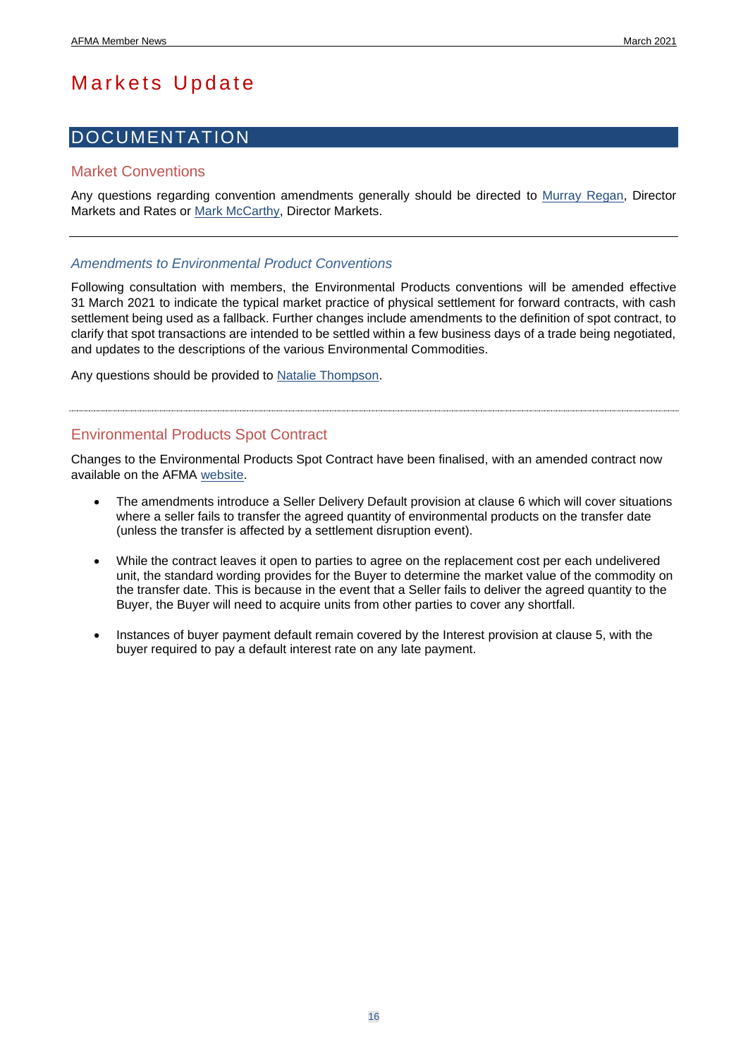# Markets Update

## DOCUMENTATION

### Market Conventions

Any questions regarding convention amendments generally should be directed to Murray Regan, Director Markets and Rates or Mark McCarthy, Director Markets.

---

#### *Amendments to Environmental Product Conventions*

Following consultation with members, the Environmental Products conventions will be amended effective 31 March 2021 to indicate the typical market practice of physical settlement for forward contracts, with cash settlement being used as a fallback. Further changes include amendments to the definition of spot contract, to clarify that spot transactions are intended to be settled within a few business days of a trade being negotiated, and updates to the descriptions of the various Environmental Commodities.

Any questions should be provided to Natalie Thompson.

---

### Environmental Products Spot Contract

Changes to the Environmental Products Spot Contract have been finalised, with an amended contract now available on the AFMA website.

- The amendments introduce a Seller Delivery Default provision at clause 6 which will cover situations where a seller fails to transfer the agreed quantity of environmental products on the transfer date (unless the transfer is affected by a settlement disruption event).

- While the contract leaves it open to parties to agree on the replacement cost per each undelivered unit, the standard wording provides for the Buyer to determine the market value of the commodity on the transfer date. This is because in the event that a Seller fails to deliver the agreed quantity to the Buyer, the Buyer will need to acquire units from other parties to cover any shortfall.

- Instances of buyer payment default remain covered by the Interest provision at clause 5, with the buyer required to pay a default interest rate on any late payment.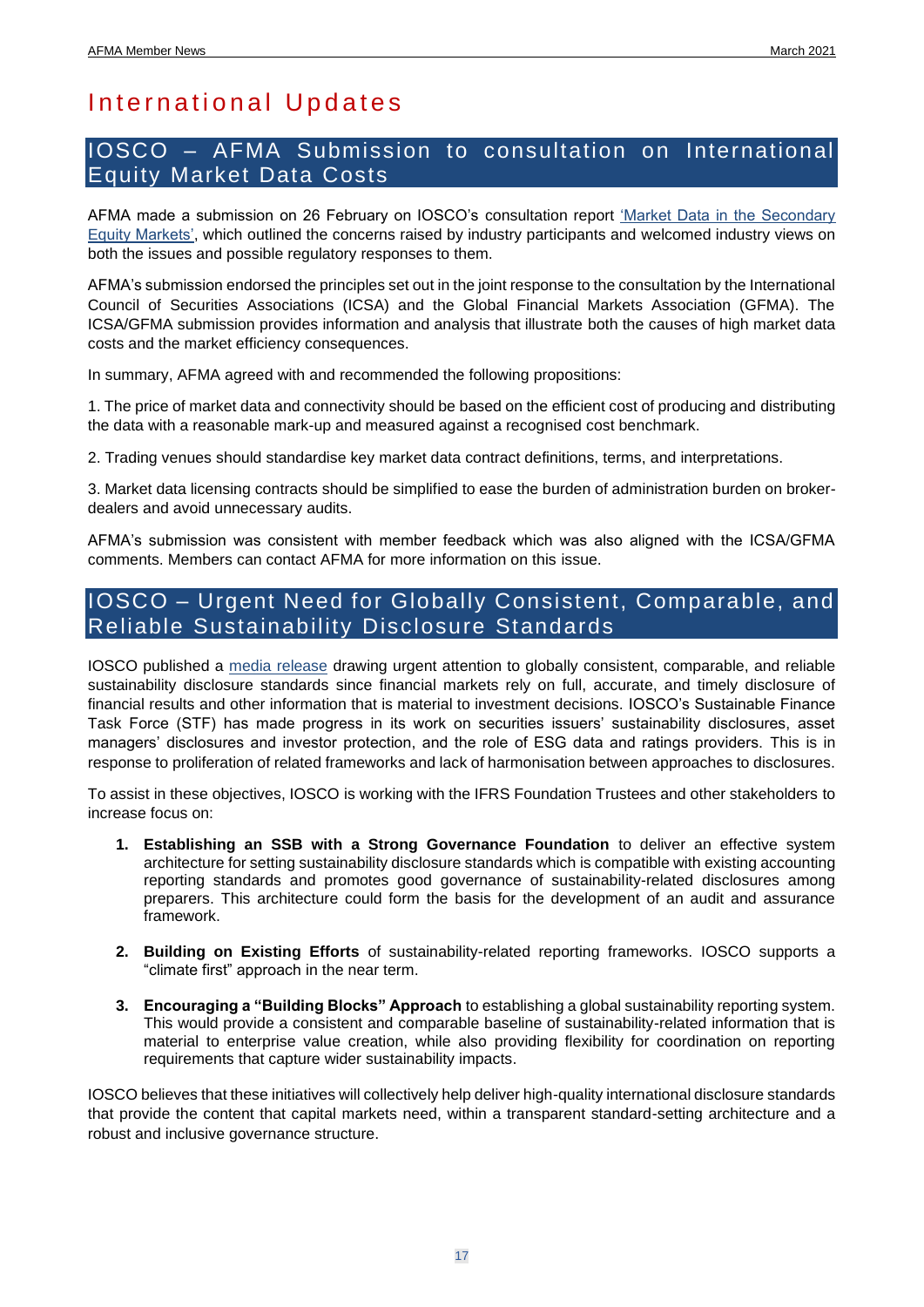# International Updates

## IOSCO – AFMA Submission to consultation on International Equity Market Data Costs

AFMA made a submission on 26 February on IOSCO's consultation report 'Market Data in the Secondary Equity Markets', which outlined the concerns raised by industry participants and welcomed industry views on both the issues and possible regulatory responses to them.

AFMA's submission endorsed the principles set out in the joint response to the consultation by the International Council of Securities Associations (ICSA) and the Global Financial Markets Association (GFMA). The ICSA/GFMA submission provides information and analysis that illustrate both the causes of high market data costs and the market efficiency consequences.

In summary, AFMA agreed with and recommended the following propositions:

1. The price of market data and connectivity should be based on the efficient cost of producing and distributing the data with a reasonable mark-up and measured against a recognised cost benchmark.

2. Trading venues should standardise key market data contract definitions, terms, and interpretations.

3. Market data licensing contracts should be simplified to ease the burden of administration burden on broker-dealers and avoid unnecessary audits.

AFMA's submission was consistent with member feedback which was also aligned with the ICSA/GFMA comments. Members can contact AFMA for more information on this issue.

## IOSCO – Urgent Need for Globally Consistent, Comparable, and Reliable Sustainability Disclosure Standards

IOSCO published a media release drawing urgent attention to globally consistent, comparable, and reliable sustainability disclosure standards since financial markets rely on full, accurate, and timely disclosure of financial results and other information that is material to investment decisions. IOSCO's Sustainable Finance Task Force (STF) has made progress in its work on securities issuers' sustainability disclosures, asset managers' disclosures and investor protection, and the role of ESG data and ratings providers. This is in response to proliferation of related frameworks and lack of harmonisation between approaches to disclosures.

To assist in these objectives, IOSCO is working with the IFRS Foundation Trustees and other stakeholders to increase focus on:

1. **Establishing an SSB with a Strong Governance Foundation** to deliver an effective system architecture for setting sustainability disclosure standards which is compatible with existing accounting reporting standards and promotes good governance of sustainability-related disclosures among preparers. This architecture could form the basis for the development of an audit and assurance framework.

2. **Building on Existing Efforts** of sustainability-related reporting frameworks. IOSCO supports a "climate first" approach in the near term.

3. **Encouraging a "Building Blocks" Approach** to establishing a global sustainability reporting system. This would provide a consistent and comparable baseline of sustainability-related information that is material to enterprise value creation, while also providing flexibility for coordination on reporting requirements that capture wider sustainability impacts.

IOSCO believes that these initiatives will collectively help deliver high-quality international disclosure standards that provide the content that capital markets need, within a transparent standard-setting architecture and a robust and inclusive governance structure.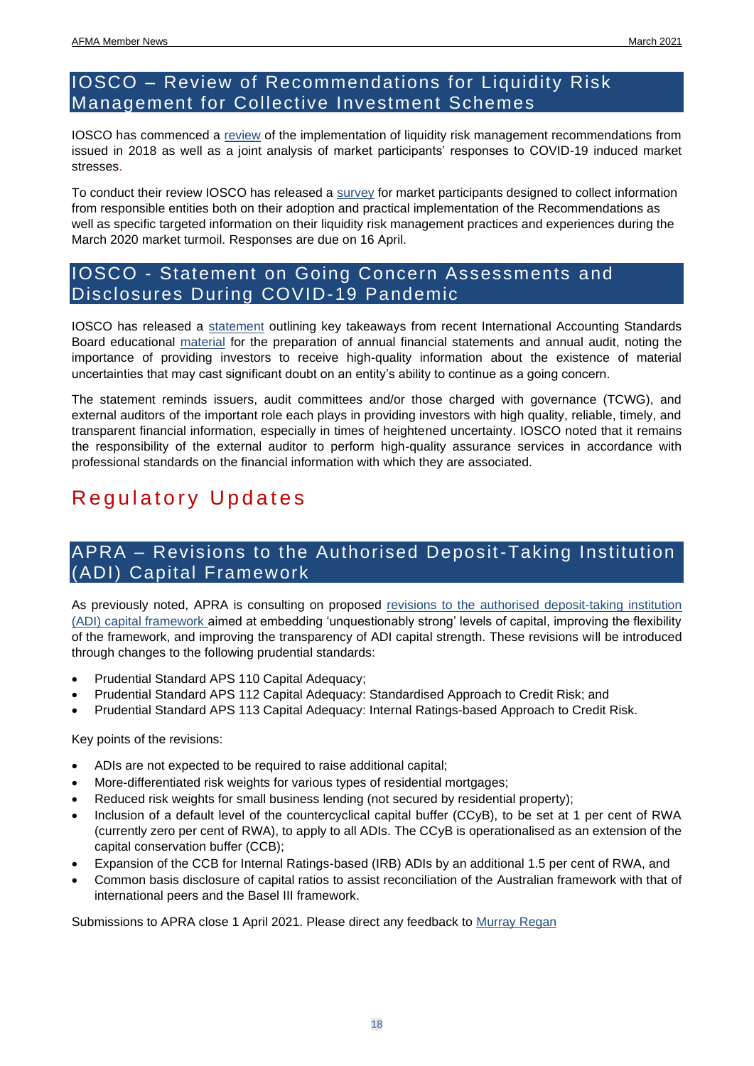## IOSCO – Review of Recommendations for Liquidity Risk Management for Collective Investment Schemes

IOSCO has commenced a review of the implementation of liquidity risk management recommendations from issued in 2018 as well as a joint analysis of market participants' responses to COVID-19 induced market stresses.

To conduct their review IOSCO has released a survey for market participants designed to collect information from responsible entities both on their adoption and practical implementation of the Recommendations as well as specific targeted information on their liquidity risk management practices and experiences during the March 2020 market turmoil. Responses are due on 16 April.

## IOSCO - Statement on Going Concern Assessments and Disclosures During COVID-19 Pandemic

IOSCO has released a statement outlining key takeaways from recent International Accounting Standards Board educational material for the preparation of annual financial statements and annual audit, noting the importance of providing investors to receive high-quality information about the existence of material uncertainties that may cast significant doubt on an entity's ability to continue as a going concern.

The statement reminds issuers, audit committees and/or those charged with governance (TCWG), and external auditors of the important role each plays in providing investors with high quality, reliable, timely, and transparent financial information, especially in times of heightened uncertainty. IOSCO noted that it remains the responsibility of the external auditor to perform high-quality assurance services in accordance with professional standards on the financial information with which they are associated.

# Regulatory Updates

## APRA – Revisions to the Authorised Deposit-Taking Institution (ADI) Capital Framework

As previously noted, APRA is consulting on proposed revisions to the authorised deposit-taking institution (ADI) capital framework aimed at embedding 'unquestionably strong' levels of capital, improving the flexibility of the framework, and improving the transparency of ADI capital strength. These revisions will be introduced through changes to the following prudential standards:

- Prudential Standard APS 110 Capital Adequacy;
- Prudential Standard APS 112 Capital Adequacy: Standardised Approach to Credit Risk; and
- Prudential Standard APS 113 Capital Adequacy: Internal Ratings-based Approach to Credit Risk.

Key points of the revisions:

- ADIs are not expected to be required to raise additional capital;
- More-differentiated risk weights for various types of residential mortgages;
- Reduced risk weights for small business lending (not secured by residential property);
- Inclusion of a default level of the countercyclical capital buffer (CCyB), to be set at 1 per cent of RWA (currently zero per cent of RWA), to apply to all ADIs. The CCyB is operationalised as an extension of the capital conservation buffer (CCB);
- Expansion of the CCB for Internal Ratings-based (IRB) ADIs by an additional 1.5 per cent of RWA, and
- Common basis disclosure of capital ratios to assist reconciliation of the Australian framework with that of international peers and the Basel III framework.

Submissions to APRA close 1 April 2021. Please direct any feedback to Murray Regan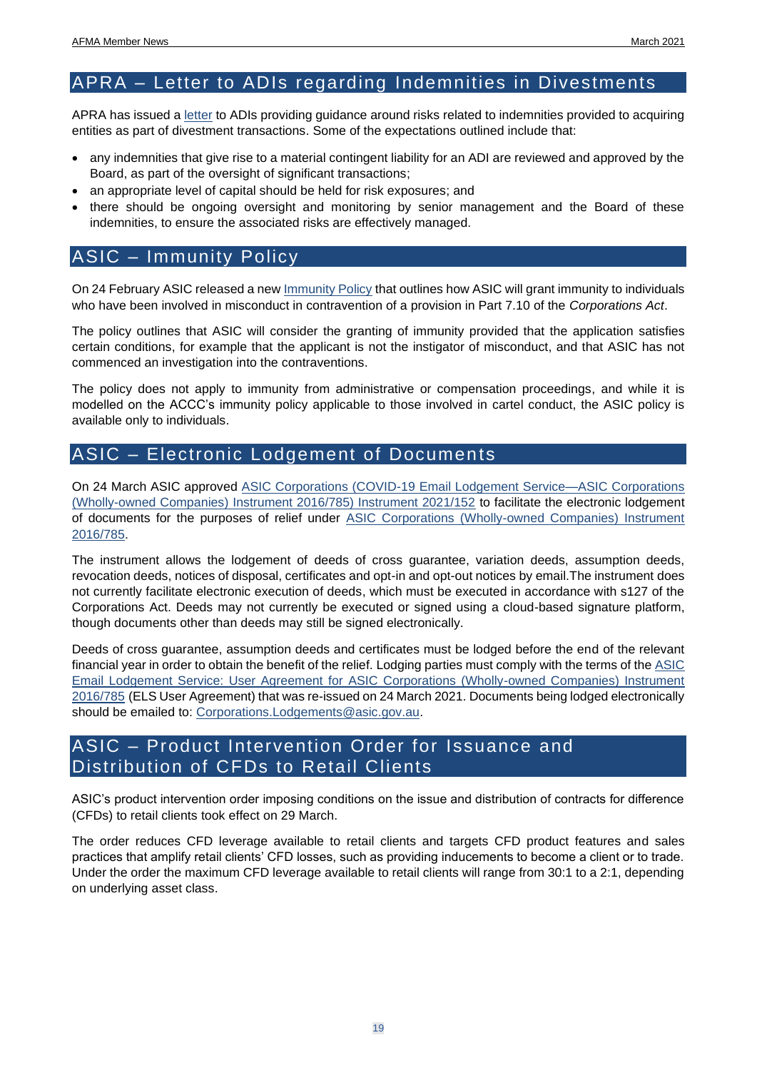## APRA – Letter to ADIs regarding Indemnities in Divestments

APRA has issued a letter to ADIs providing guidance around risks related to indemnities provided to acquiring entities as part of divestment transactions. Some of the expectations outlined include that:

- any indemnities that give rise to a material contingent liability for an ADI are reviewed and approved by the Board, as part of the oversight of significant transactions;
- an appropriate level of capital should be held for risk exposures; and
- there should be ongoing oversight and monitoring by senior management and the Board of these indemnities, to ensure the associated risks are effectively managed.

## ASIC – Immunity Policy

On 24 February ASIC released a new Immunity Policy that outlines how ASIC will grant immunity to individuals who have been involved in misconduct in contravention of a provision in Part 7.10 of the *Corporations Act*.

The policy outlines that ASIC will consider the granting of immunity provided that the application satisfies certain conditions, for example that the applicant is not the instigator of misconduct, and that ASIC has not commenced an investigation into the contraventions.

The policy does not apply to immunity from administrative or compensation proceedings, and while it is modelled on the ACCC's immunity policy applicable to those involved in cartel conduct, the ASIC policy is available only to individuals.

## ASIC – Electronic Lodgement of Documents

On 24 March ASIC approved ASIC Corporations (COVID-19 Email Lodgement Service—ASIC Corporations (Wholly-owned Companies) Instrument 2016/785) Instrument 2021/152 to facilitate the electronic lodgement of documents for the purposes of relief under ASIC Corporations (Wholly-owned Companies) Instrument 2016/785.

The instrument allows the lodgement of deeds of cross guarantee, variation deeds, assumption deeds, revocation deeds, notices of disposal, certificates and opt-in and opt-out notices by email.The instrument does not currently facilitate electronic execution of deeds, which must be executed in accordance with s127 of the Corporations Act. Deeds may not currently be executed or signed using a cloud-based signature platform, though documents other than deeds may still be signed electronically.

Deeds of cross guarantee, assumption deeds and certificates must be lodged before the end of the relevant financial year in order to obtain the benefit of the relief. Lodging parties must comply with the terms of the ASIC Email Lodgement Service: User Agreement for ASIC Corporations (Wholly-owned Companies) Instrument 2016/785 (ELS User Agreement) that was re-issued on 24 March 2021. Documents being lodged electronically should be emailed to: Corporations.Lodgements@asic.gov.au.

## ASIC – Product Intervention Order for Issuance and Distribution of CFDs to Retail Clients

ASIC's product intervention order imposing conditions on the issue and distribution of contracts for difference (CFDs) to retail clients took effect on 29 March.

The order reduces CFD leverage available to retail clients and targets CFD product features and sales practices that amplify retail clients' CFD losses, such as providing inducements to become a client or to trade. Under the order the maximum CFD leverage available to retail clients will range from 30:1 to a 2:1, depending on underlying asset class.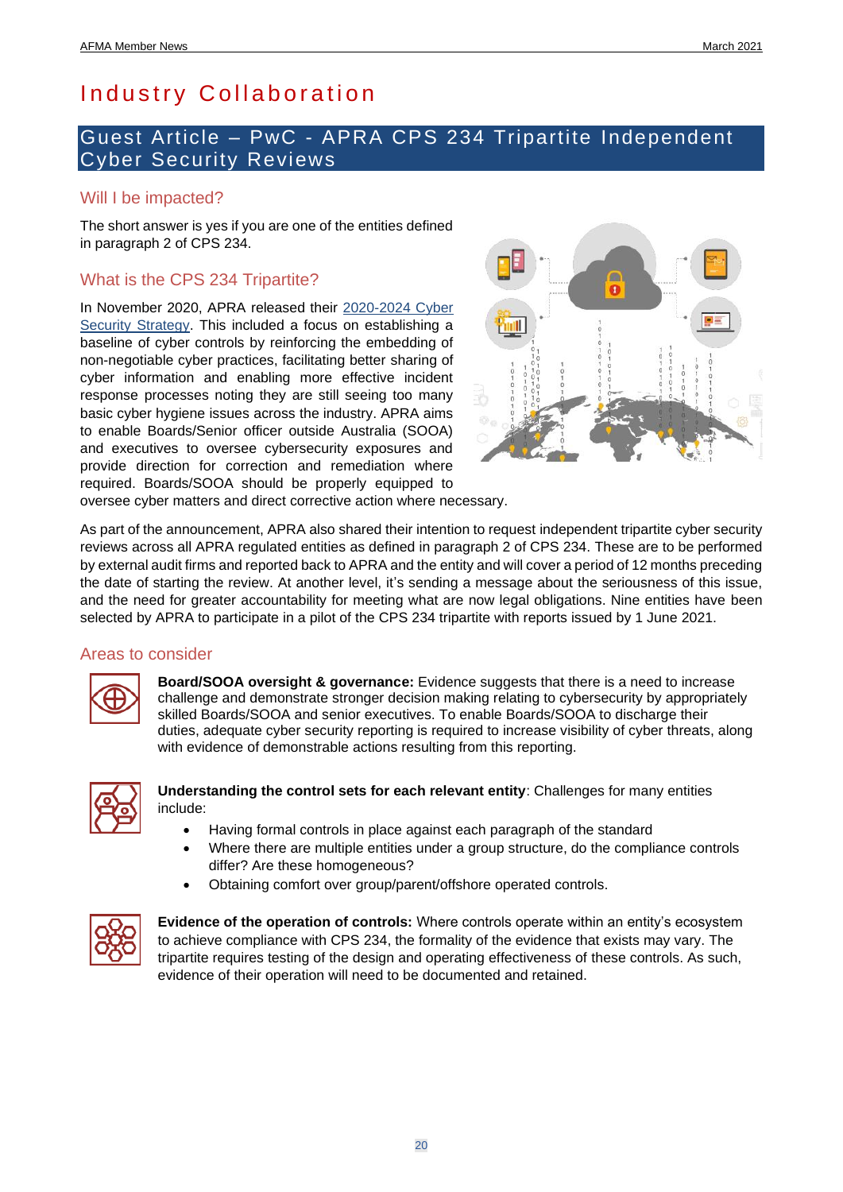# Industry Collaboration

## Guest Article – PwC - APRA CPS 234 Tripartite Independent Cyber Security Reviews

### Will I be impacted?

The short answer is yes if you are one of the entities defined in paragraph 2 of CPS 234.

### What is the CPS 234 Tripartite?

In November 2020, APRA released their 2020-2024 Cyber Security Strategy. This included a focus on establishing a baseline of cyber controls by reinforcing the embedding of non-negotiable cyber practices, facilitating better sharing of cyber information and enabling more effective incident response processes noting they are still seeing too many basic cyber hygiene issues across the industry. APRA aims to enable Boards/Senior officer outside Australia (SOOA) and executives to oversee cybersecurity exposures and provide direction for correction and remediation where required. Boards/SOOA should be properly equipped to oversee cyber matters and direct corrective action where necessary.

As part of the announcement, APRA also shared their intention to request independent tripartite cyber security reviews across all APRA regulated entities as defined in paragraph 2 of CPS 234. These are to be performed by external audit firms and reported back to APRA and the entity and will cover a period of 12 months preceding the date of starting the review. At another level, it's sending a message about the seriousness of this issue, and the need for greater accountability for meeting what are now legal obligations. Nine entities have been selected by APRA to participate in a pilot of the CPS 234 tripartite with reports issued by 1 June 2021.

### Areas to consider

**Board/SOOA oversight & governance:** Evidence suggests that there is a need to increase challenge and demonstrate stronger decision making relating to cybersecurity by appropriately skilled Boards/SOOA and senior executives. To enable Boards/SOOA to discharge their duties, adequate cyber security reporting is required to increase visibility of cyber threats, along with evidence of demonstrable actions resulting from this reporting.

**Understanding the control sets for each relevant entity**: Challenges for many entities include:

- Having formal controls in place against each paragraph of the standard
- Where there are multiple entities under a group structure, do the compliance controls differ? Are these homogeneous?
- Obtaining comfort over group/parent/offshore operated controls.

**Evidence of the operation of controls:** Where controls operate within an entity's ecosystem to achieve compliance with CPS 234, the formality of the evidence that exists may vary. The tripartite requires testing of the design and operating effectiveness of these controls. As such, evidence of their operation will need to be documented and retained.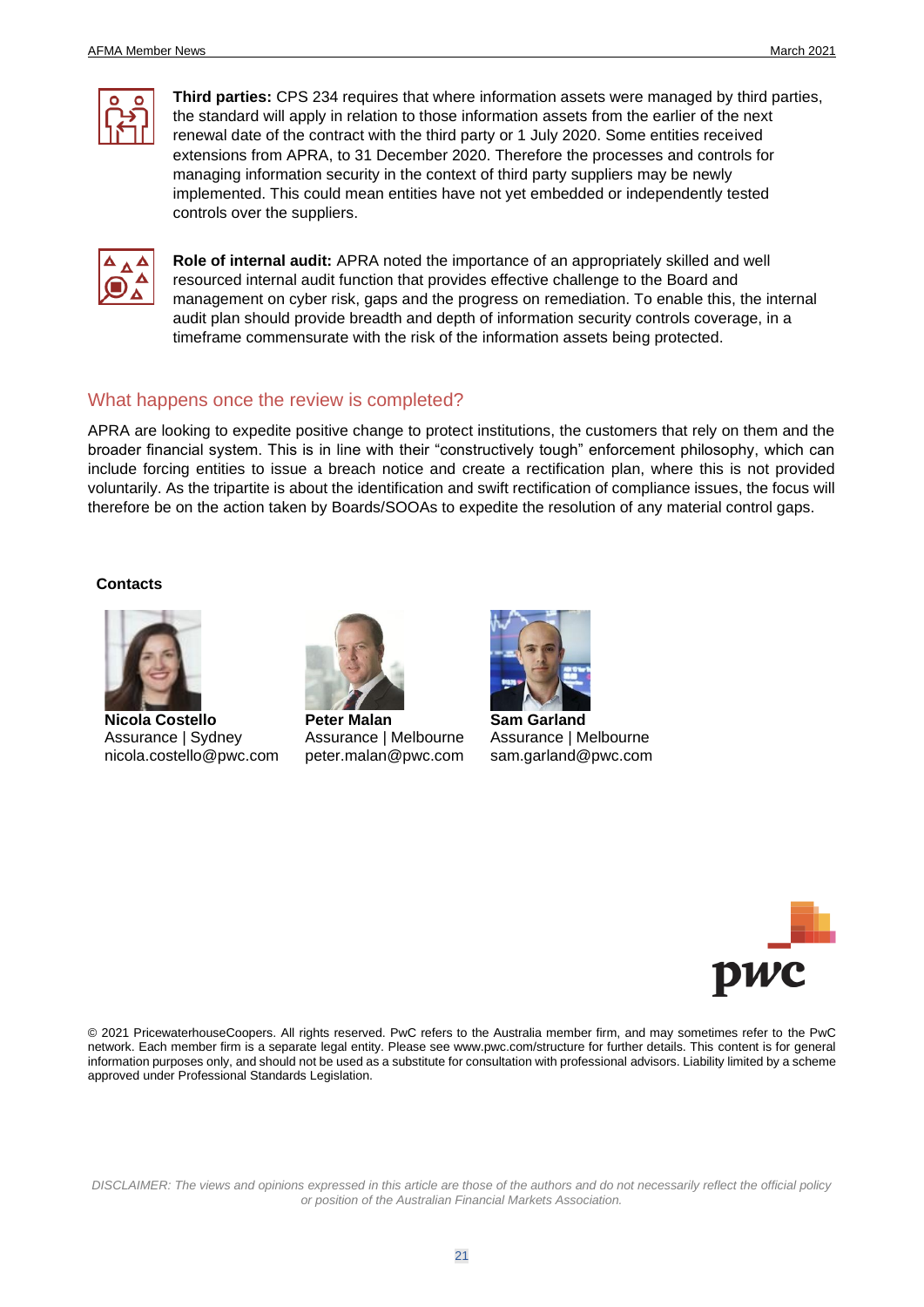**Third parties:** CPS 234 requires that where information assets were managed by third parties, the standard will apply in relation to those information assets from the earlier of the next renewal date of the contract with the third party or 1 July 2020. Some entities received extensions from APRA, to 31 December 2020. Therefore the processes and controls for managing information security in the context of third party suppliers may be newly implemented. This could mean entities have not yet embedded or independently tested controls over the suppliers.

**Role of internal audit:** APRA noted the importance of an appropriately skilled and well resourced internal audit function that provides effective challenge to the Board and management on cyber risk, gaps and the progress on remediation. To enable this, the internal audit plan should provide breadth and depth of information security controls coverage, in a timeframe commensurate with the risk of the information assets being protected.

## What happens once the review is completed?

APRA are looking to expedite positive change to protect institutions, the customers that rely on them and the broader financial system. This is in line with their "constructively tough" enforcement philosophy, which can include forcing entities to issue a breach notice and create a rectification plan, where this is not provided voluntarily. As the tripartite is about the identification and swift rectification of compliance issues, the focus will therefore be on the action taken by Boards/SOOAs to expedite the resolution of any material control gaps.

**Contacts**

**Nicola Costello**
Assurance | Sydney
nicola.costello@pwc.com

**Peter Malan**
Assurance | Melbourne
peter.malan@pwc.com

**Sam Garland**
Assurance | Melbourne
sam.garland@pwc.com

© 2021 PricewaterhouseCoopers. All rights reserved. PwC refers to the Australia member firm, and may sometimes refer to the PwC network. Each member firm is a separate legal entity. Please see www.pwc.com/structure for further details. This content is for general information purposes only, and should not be used as a substitute for consultation with professional advisors. Liability limited by a scheme approved under Professional Standards Legislation.

*DISCLAIMER: The views and opinions expressed in this article are those of the authors and do not necessarily reflect the official policy or position of the Australian Financial Markets Association.*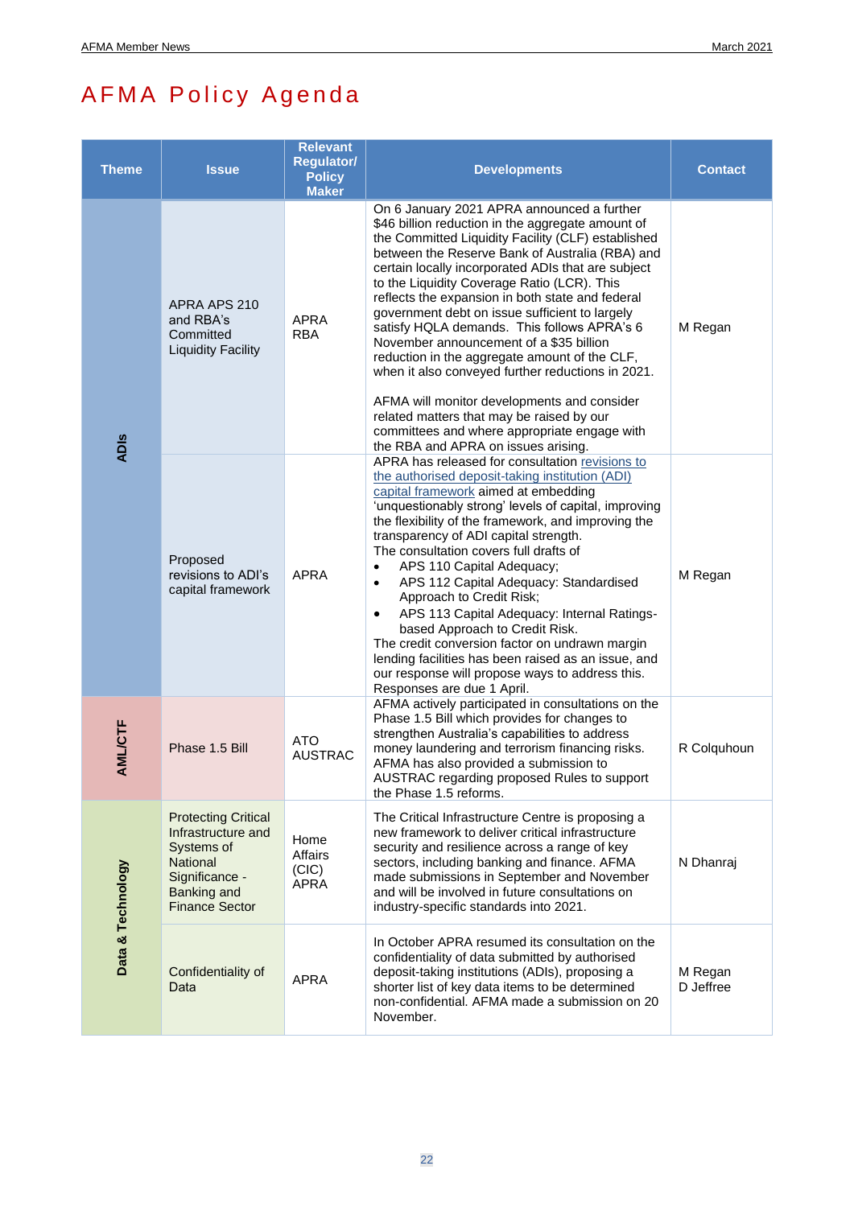# AFMA Policy Agenda

| Theme | Issue | Relevant Regulator/ Policy Maker | Developments | Contact |
|---|---|---|---|---|
| ADIs | APRA APS 210 and RBA's Committed Liquidity Facility | APRA<br>RBA | On 6 January 2021 APRA announced a further $46 billion reduction in the aggregate amount of the Committed Liquidity Facility (CLF) established between the Reserve Bank of Australia (RBA) and certain locally incorporated ADIs that are subject to the Liquidity Coverage Ratio (LCR). This reflects the expansion in both state and federal government debt on issue sufficient to largely satisfy HQLA demands. This follows APRA's 6 November announcement of a $35 billion reduction in the aggregate amount of the CLF, when it also conveyed further reductions in 2021.<br><br>AFMA will monitor developments and consider related matters that may be raised by our committees and where appropriate engage with the RBA and APRA on issues arising. | M Regan |
| ADIs | Proposed revisions to ADI's capital framework | APRA | APRA has released for consultation [revisions to the authorised deposit-taking institution (ADI) capital framework]() aimed at embedding 'unquestionably strong' levels of capital, improving the flexibility of the framework, and improving the transparency of ADI capital strength.<br>The consultation covers full drafts of<br>• APS 110 Capital Adequacy;<br>• APS 112 Capital Adequacy: Standardised Approach to Credit Risk;<br>• APS 113 Capital Adequacy: Internal Ratings-based Approach to Credit Risk.<br>The credit conversion factor on undrawn margin lending facilities has been raised as an issue, and our response will propose ways to address this. Responses are due 1 April. | M Regan |
| AML/CTF | Phase 1.5 Bill | ATO<br>AUSTRAC | AFMA actively participated in consultations on the Phase 1.5 Bill which provides for changes to strengthen Australia's capabilities to address money laundering and terrorism financing risks. AFMA has also provided a submission to AUSTRAC regarding proposed Rules to support the Phase 1.5 reforms. | R Colquhoun |
| Data & Technology | Protecting Critical Infrastructure and Systems of National Significance - Banking and Finance Sector | Home Affairs (CIC)<br>APRA | The Critical Infrastructure Centre is proposing a new framework to deliver critical infrastructure security and resilience across a range of key sectors, including banking and finance. AFMA made submissions in September and November and will be involved in future consultations on industry-specific standards into 2021. | N Dhanraj |
| Data & Technology | Confidentiality of Data | APRA | In October APRA resumed its consultation on the confidentiality of data submitted by authorised deposit-taking institutions (ADIs), proposing a shorter list of key data items to be determined non-confidential. AFMA made a submission on 20 November. | M Regan<br>D Jeffree |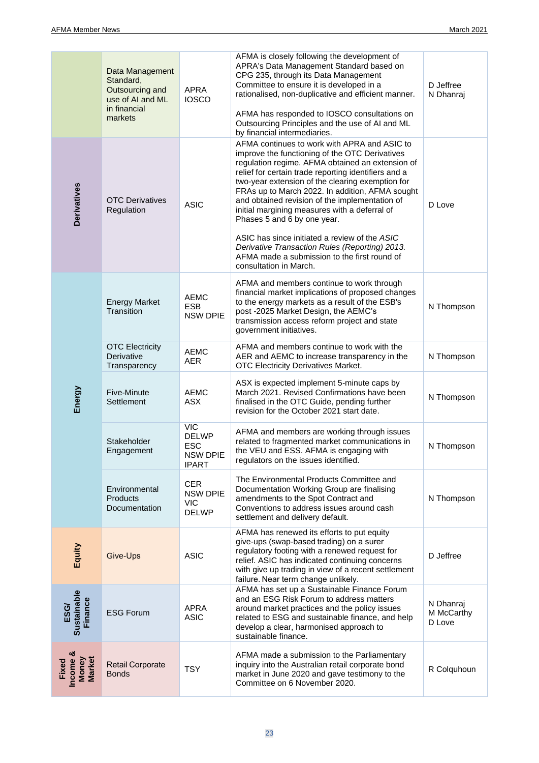|  |  |  |  |  |
|---|---|---|---|---|
|  | Data Management Standard, Outsourcing and use of AI and ML in financial markets | APRA<br>IOSCO | AFMA is closely following the development of APRA's Data Management Standard based on CPG 235, through its Data Management Committee to ensure it is developed in a rationalised, non-duplicative and efficient manner.<br><br>AFMA has responded to IOSCO consultations on Outsourcing Principles and the use of AI and ML by financial intermediaries. | D Jeffree<br>N Dhanraj |
| **Derivatives** | OTC Derivatives Regulation | ASIC | AFMA continues to work with APRA and ASIC to improve the functioning of the OTC Derivatives regulation regime. AFMA obtained an extension of relief for certain trade reporting identifiers and a two-year extension of the clearing exemption for FRAs up to March 2022. In addition, AFMA sought and obtained revision of the implementation of initial margining measures with a deferral of Phases 5 and 6 by one year.<br><br>ASIC has since initiated a review of the *ASIC Derivative Transaction Rules (Reporting) 2013.* AFMA made a submission to the first round of consultation in March. | D Love |
| **Energy** | Energy Market Transition | AEMC<br>ESB<br>NSW DPIE | AFMA and members continue to work through financial market implications of proposed changes to the energy markets as a result of the ESB's post -2025 Market Design, the AEMC's transmission access reform project and state government initiatives. | N Thompson |
|  | OTC Electricity Derivative Transparency | AEMC<br>AER | AFMA and members continue to work with the AER and AEMC to increase transparency in the OTC Electricity Derivatives Market. | N Thompson |
|  | Five-Minute Settlement | AEMC<br>ASX | ASX is expected implement 5-minute caps by March 2021. Revised Confirmations have been finalised in the OTC Guide, pending further revision for the October 2021 start date. | N Thompson |
|  | Stakeholder Engagement | VIC DELWP<br>ESC<br>NSW DPIE<br>IPART | AFMA and members are working through issues related to fragmented market communications in the VEU and ESS. AFMA is engaging with regulators on the issues identified. | N Thompson |
|  | Environmental Products Documentation | CER<br>NSW DPIE<br>VIC DELWP | The Environmental Products Committee and Documentation Working Group are finalising amendments to the Spot Contract and Conventions to address issues around cash settlement and delivery default. | N Thompson |
| **Equity** | Give-Ups | ASIC | AFMA has renewed its efforts to put equity give-ups (swap-based trading) on a surer regulatory footing with a renewed request for relief. ASIC has indicated continuing concerns with give up trading in view of a recent settlement failure. Near term change unlikely. | D Jeffree |
| **ESG/ Sustainable Finance** | ESG Forum | APRA<br>ASIC | AFMA has set up a Sustainable Finance Forum and an ESG Risk Forum to address matters around market practices and the policy issues related to ESG and sustainable finance, and help develop a clear, harmonised approach to sustainable finance. | N Dhanraj<br>M McCarthy<br>D Love |
| **Fixed Income & Money Market** | Retail Corporate Bonds | TSY | AFMA made a submission to the Parliamentary inquiry into the Australian retail corporate bond market in June 2020 and gave testimony to the Committee on 6 November 2020. | R Colquhoun |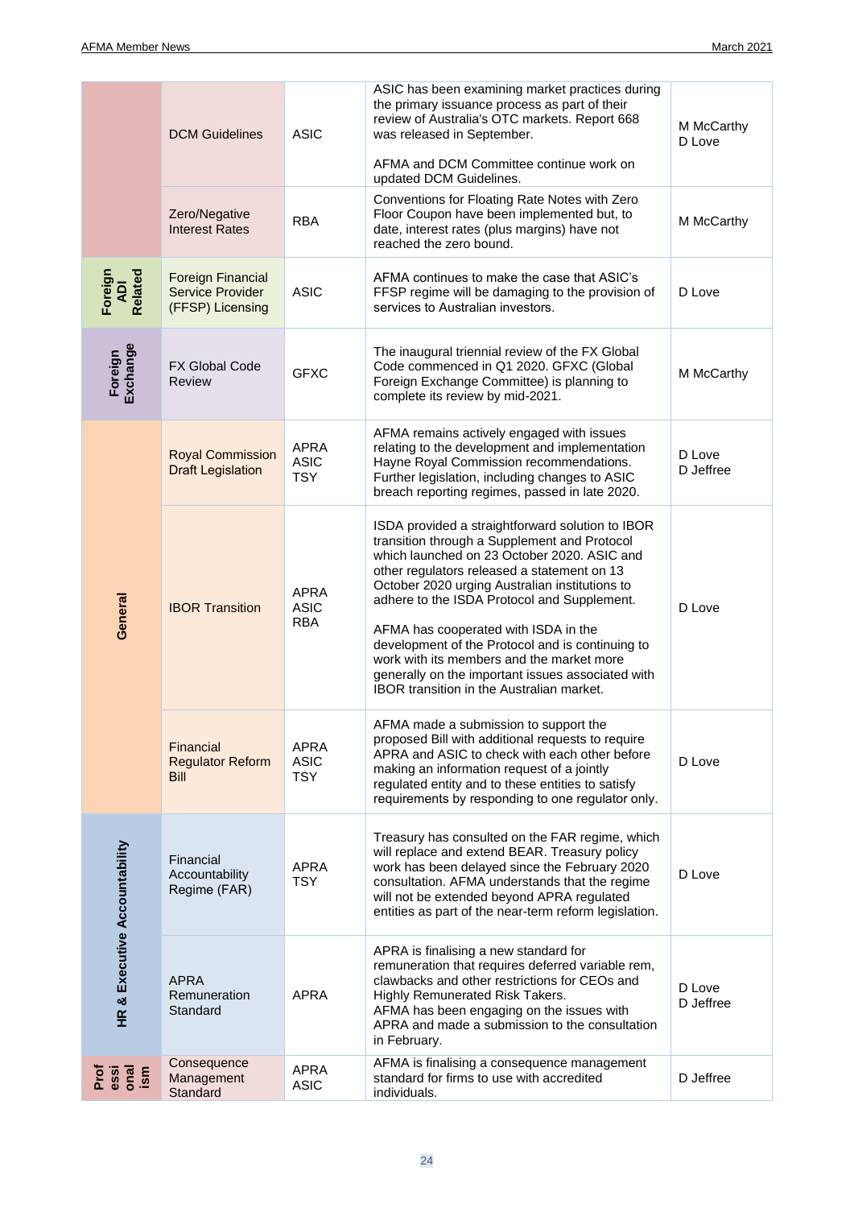| | | | | |
|---|---|---|---|---|
| | DCM Guidelines | ASIC | ASIC has been examining market practices during the primary issuance process as part of their review of Australia's OTC markets. Report 668 was released in September.<br><br>AFMA and DCM Committee continue work on updated DCM Guidelines. | M McCarthy<br>D Love |
| | Zero/Negative Interest Rates | RBA | Conventions for Floating Rate Notes with Zero Floor Coupon have been implemented but, to date, interest rates (plus margins) have not reached the zero bound. | M McCarthy |
| Foreign ADI Related | Foreign Financial Service Provider (FFSP) Licensing | ASIC | AFMA continues to make the case that ASIC's FFSP regime will be damaging to the provision of services to Australian investors. | D Love |
| Foreign Exchange | FX Global Code Review | GFXC | The inaugural triennial review of the FX Global Code commenced in Q1 2020. GFXC (Global Foreign Exchange Committee) is planning to complete its review by mid-2021. | M McCarthy |
| General | Royal Commission Draft Legislation | APRA<br>ASIC<br>TSY | AFMA remains actively engaged with issues relating to the development and implementation Hayne Royal Commission recommendations. Further legislation, including changes to ASIC breach reporting regimes, passed in late 2020. | D Love<br>D Jeffree |
| General | IBOR Transition | APRA<br>ASIC<br>RBA | ISDA provided a straightforward solution to IBOR transition through a Supplement and Protocol which launched on 23 October 2020. ASIC and other regulators released a statement on 13 October 2020 urging Australian institutions to adhere to the ISDA Protocol and Supplement.<br><br>AFMA has cooperated with ISDA in the development of the Protocol and is continuing to work with its members and the market more generally on the important issues associated with IBOR transition in the Australian market. | D Love |
| General | Financial Regulator Reform Bill | APRA<br>ASIC<br>TSY | AFMA made a submission to support the proposed Bill with additional requests to require APRA and ASIC to check with each other before making an information request of a jointly regulated entity and to these entities to satisfy requirements by responding to one regulator only. | D Love |
| HR & Executive Accountability | Financial Accountability Regime (FAR) | APRA<br>TSY | Treasury has consulted on the FAR regime, which will replace and extend BEAR. Treasury policy work has been delayed since the February 2020 consultation. AFMA understands that the regime will not be extended beyond APRA regulated entities as part of the near-term reform legislation. | D Love |
| HR & Executive Accountability | APRA Remuneration Standard | APRA | APRA is finalising a new standard for remuneration that requires deferred variable rem, clawbacks and other restrictions for CEOs and Highly Remunerated Risk Takers.<br>AFMA has been engaging on the issues with APRA and made a submission to the consultation in February. | D Love<br>D Jeffree |
| Professionalism | Consequence Management Standard | APRA<br>ASIC | AFMA is finalising a consequence management standard for firms to use with accredited individuals. | D Jeffree |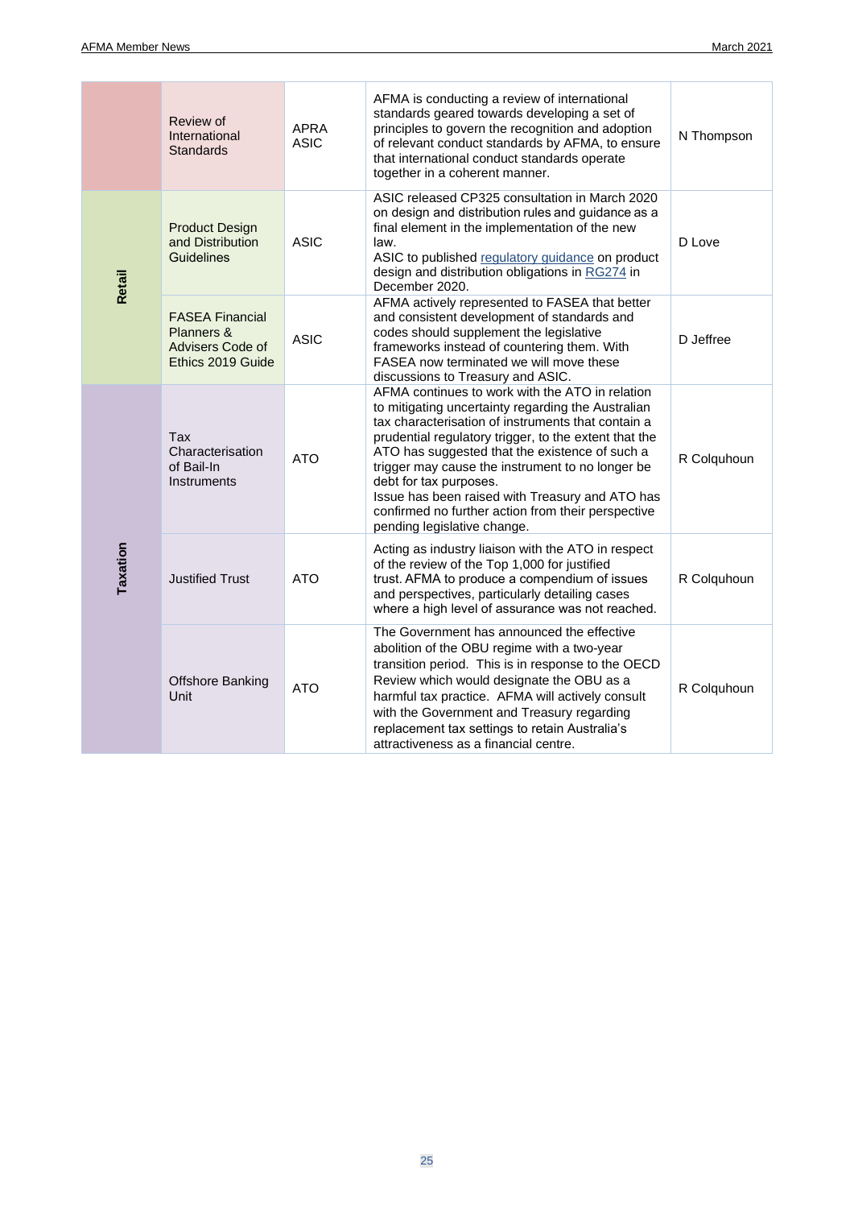| | | | | |
|---|---|---|---|---|
| | Review of International Standards | APRA ASIC | AFMA is conducting a review of international standards geared towards developing a set of principles to govern the recognition and adoption of relevant conduct standards by AFMA, to ensure that international conduct standards operate together in a coherent manner. | N Thompson |
| Retail | Product Design and Distribution Guidelines | ASIC | ASIC released CP325 consultation in March 2020 on design and distribution rules and guidance as a final element in the implementation of the new law. ASIC to published [regulatory guidance](regulatory guidance) on product design and distribution obligations in [RG274](RG274) in December 2020. | D Love |
| | FASEA Financial Planners & Advisers Code of Ethics 2019 Guide | ASIC | AFMA actively represented to FASEA that better and consistent development of standards and codes should supplement the legislative frameworks instead of countering them. With FASEA now terminated we will move these discussions to Treasury and ASIC. | D Jeffree |
| Taxation | Tax Characterisation of Bail-In Instruments | ATO | AFMA continues to work with the ATO in relation to mitigating uncertainty regarding the Australian tax characterisation of instruments that contain a prudential regulatory trigger, to the extent that the ATO has suggested that the existence of such a trigger may cause the instrument to no longer be debt for tax purposes. Issue has been raised with Treasury and ATO has confirmed no further action from their perspective pending legislative change. | R Colquhoun |
| | Justified Trust | ATO | Acting as industry liaison with the ATO in respect of the review of the Top 1,000 for justified trust. AFMA to produce a compendium of issues and perspectives, particularly detailing cases where a high level of assurance was not reached. | R Colquhoun |
| | Offshore Banking Unit | ATO | The Government has announced the effective abolition of the OBU regime with a two-year transition period. This is in response to the OECD Review which would designate the OBU as a harmful tax practice. AFMA will actively consult with the Government and Treasury regarding replacement tax settings to retain Australia's attractiveness as a financial centre. | R Colquhoun |